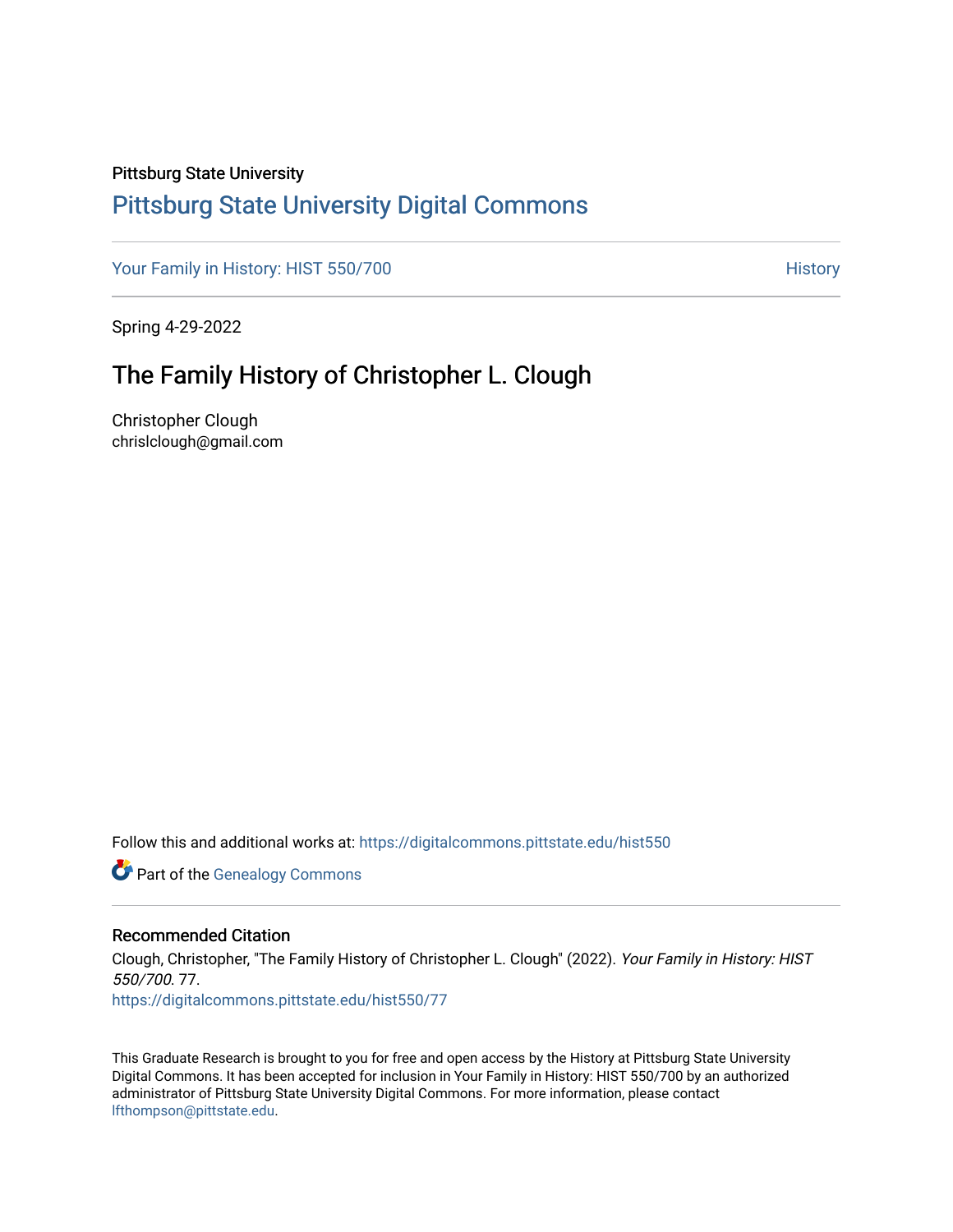Pittsburg State University

# Pittsburg State University Digital Commons

Your Family in History: HIST 550/700 History

Spring 4-29-2022

## The Family History of Christopher L. Clough

Christopher Clough
chrislclough@gmail.com

Follow this and additional works at: https://digitalcommons.pittstate.edu/hist550

Part of the Genealogy Commons

### Recommended Citation

Clough, Christopher, "The Family History of Christopher L. Clough" (2022). *Your Family in History: HIST 550/700*. 77.
https://digitalcommons.pittstate.edu/hist550/77

This Graduate Research is brought to you for free and open access by the History at Pittsburg State University Digital Commons. It has been accepted for inclusion in Your Family in History: HIST 550/700 by an authorized administrator of Pittsburg State University Digital Commons. For more information, please contact lfthompson@pittstate.edu.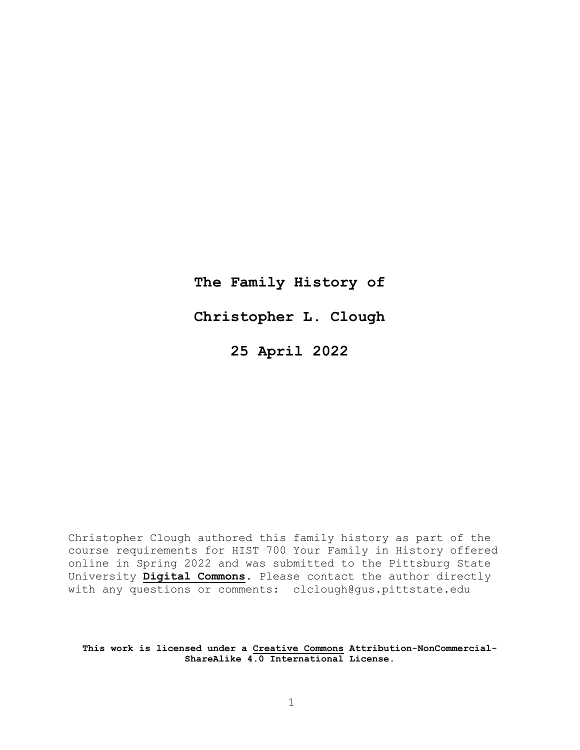# The Family History of

# Christopher L. Clough

# 25 April 2022

Christopher Clough authored this family history as part of the course requirements for HIST 700 Your Family in History offered online in Spring 2022 and was submitted to the Pittsburg State University **Digital Commons**. Please contact the author directly with any questions or comments: clclough@gus.pittstate.edu

**This work is licensed under a Creative Commons Attribution-NonCommercial-ShareAlike 4.0 International License.**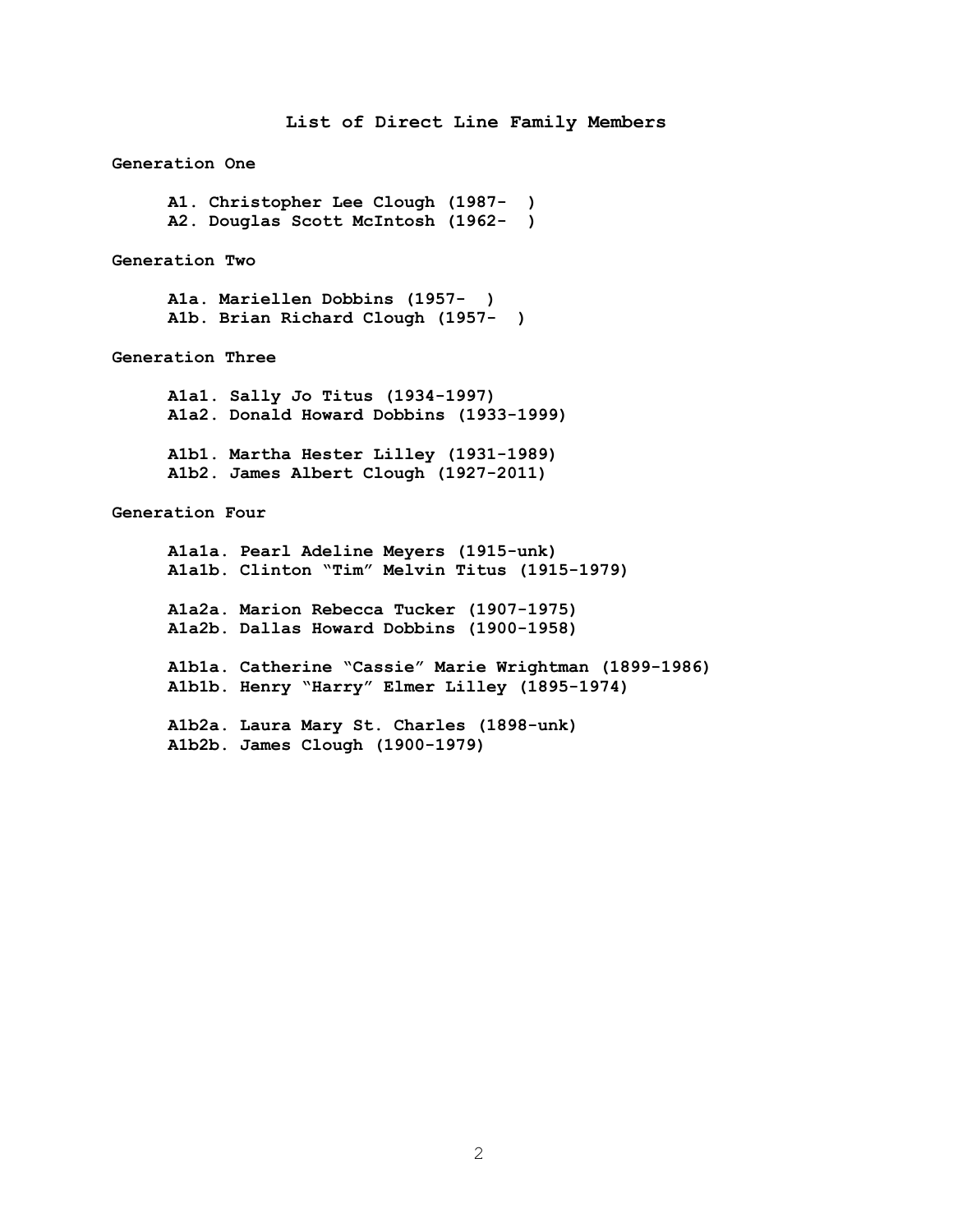# List of Direct Line Family Members

## Generation One

A1. Christopher Lee Clough (1987- )
A2. Douglas Scott McIntosh (1962- )

## Generation Two

A1a. Mariellen Dobbins (1957- )
A1b. Brian Richard Clough (1957- )

## Generation Three

A1a1. Sally Jo Titus (1934-1997)
A1a2. Donald Howard Dobbins (1933-1999)

A1b1. Martha Hester Lilley (1931-1989)
A1b2. James Albert Clough (1927-2011)

## Generation Four

A1a1a. Pearl Adeline Meyers (1915-unk)
A1a1b. Clinton "Tim" Melvin Titus (1915-1979)

A1a2a. Marion Rebecca Tucker (1907-1975)
A1a2b. Dallas Howard Dobbins (1900-1958)

A1b1a. Catherine "Cassie" Marie Wrightman (1899-1986)
A1b1b. Henry "Harry" Elmer Lilley (1895-1974)

A1b2a. Laura Mary St. Charles (1898-unk)
A1b2b. James Clough (1900-1979)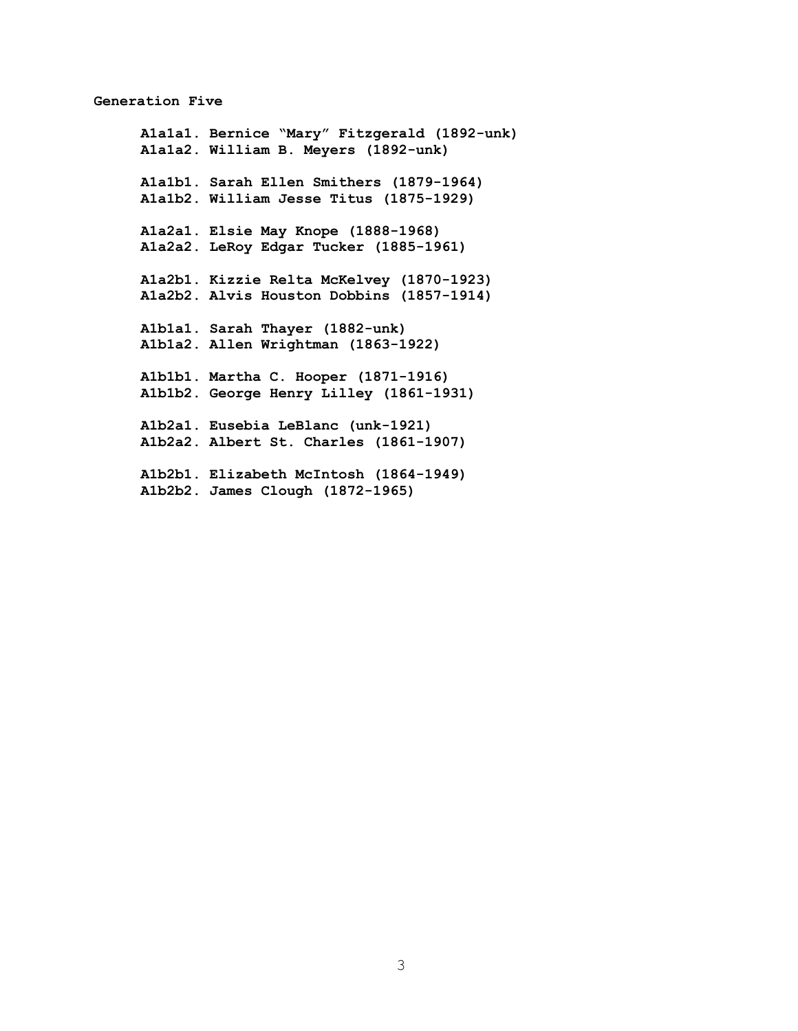**Generation Five**

**A1a1a1. Bernice "Mary" Fitzgerald (1892-unk)**
**A1a1a2. William B. Meyers (1892-unk)**

**A1a1b1. Sarah Ellen Smithers (1879-1964)**
**A1a1b2. William Jesse Titus (1875-1929)**

**A1a2a1. Elsie May Knope (1888-1968)**
**A1a2a2. LeRoy Edgar Tucker (1885-1961)**

**A1a2b1. Kizzie Relta McKelvey (1870-1923)**
**A1a2b2. Alvis Houston Dobbins (1857-1914)**

**A1b1a1. Sarah Thayer (1882-unk)**
**A1b1a2. Allen Wrightman (1863-1922)**

**A1b1b1. Martha C. Hooper (1871-1916)**
**A1b1b2. George Henry Lilley (1861-1931)**

**A1b2a1. Eusebia LeBlanc (unk-1921)**
**A1b2a2. Albert St. Charles (1861-1907)**

**A1b2b1. Elizabeth McIntosh (1864-1949)**
**A1b2b2. James Clough (1872-1965)**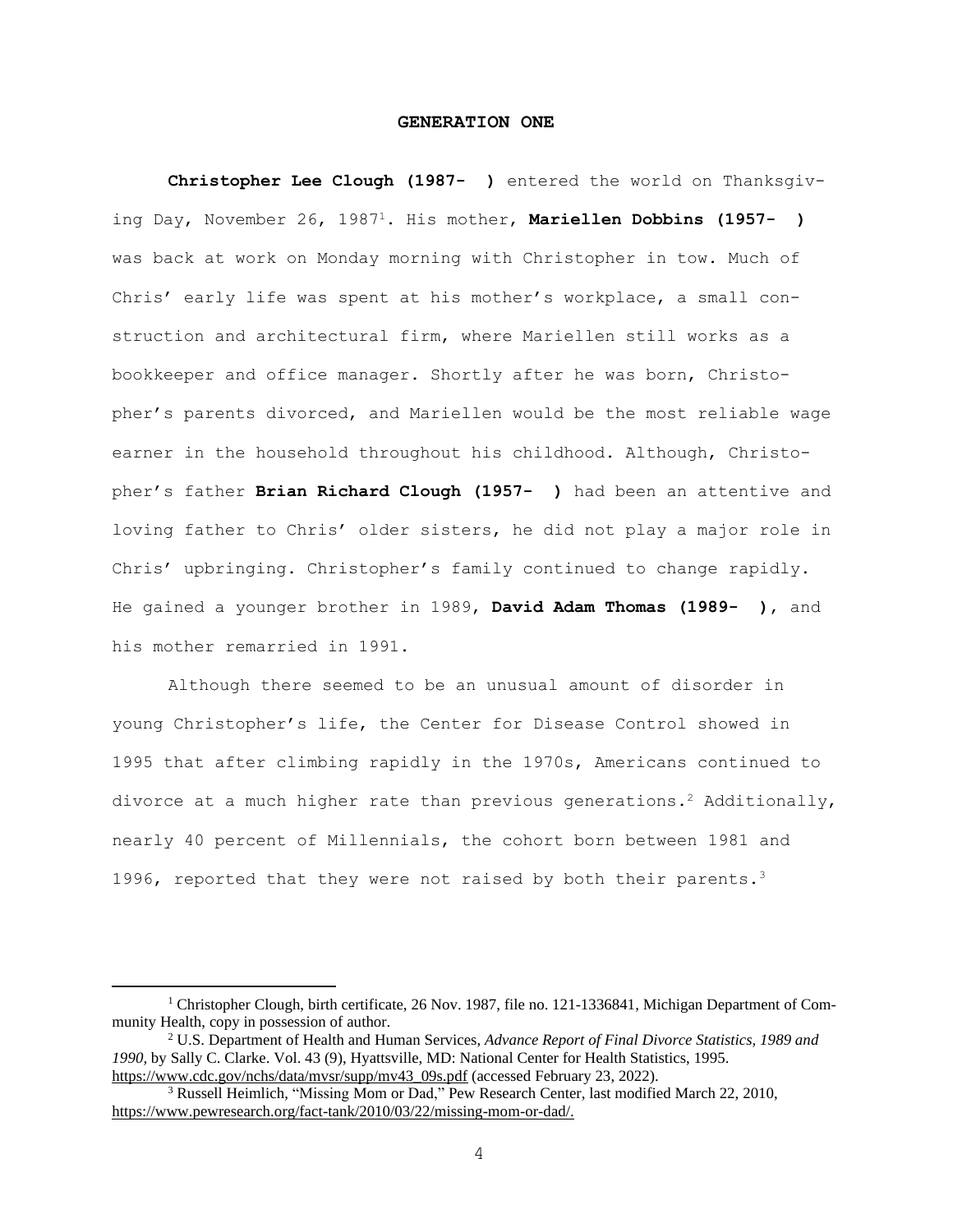## GENERATION ONE

**Christopher Lee Clough (1987- )** entered the world on Thanksgiving Day, November 26, 1987[1]. His mother, **Mariellen Dobbins (1957- )** was back at work on Monday morning with Christopher in tow. Much of Chris' early life was spent at his mother's workplace, a small construction and architectural firm, where Mariellen still works as a bookkeeper and office manager. Shortly after he was born, Christopher's parents divorced, and Mariellen would be the most reliable wage earner in the household throughout his childhood. Although, Christopher's father **Brian Richard Clough (1957- )** had been an attentive and loving father to Chris' older sisters, he did not play a major role in Chris' upbringing. Christopher's family continued to change rapidly. He gained a younger brother in 1989, **David Adam Thomas (1989- )**, and his mother remarried in 1991.

Although there seemed to be an unusual amount of disorder in young Christopher's life, the Center for Disease Control showed in 1995 that after climbing rapidly in the 1970s, Americans continued to divorce at a much higher rate than previous generations.[2] Additionally, nearly 40 percent of Millennials, the cohort born between 1981 and 1996, reported that they were not raised by both their parents.[3]

---

[1] Christopher Clough, birth certificate, 26 Nov. 1987, file no. 121-1336841, Michigan Department of Community Health, copy in possession of author.

[2] U.S. Department of Health and Human Services, *Advance Report of Final Divorce Statistics, 1989 and 1990,* by Sally C. Clarke. Vol. 43 (9), Hyattsville, MD: National Center for Health Statistics, 1995. https://www.cdc.gov/nchs/data/mvsr/supp/mv43_09s.pdf (accessed February 23, 2022).

[3] Russell Heimlich, "Missing Mom or Dad," Pew Research Center, last modified March 22, 2010, https://www.pewresearch.org/fact-tank/2010/03/22/missing-mom-or-dad/.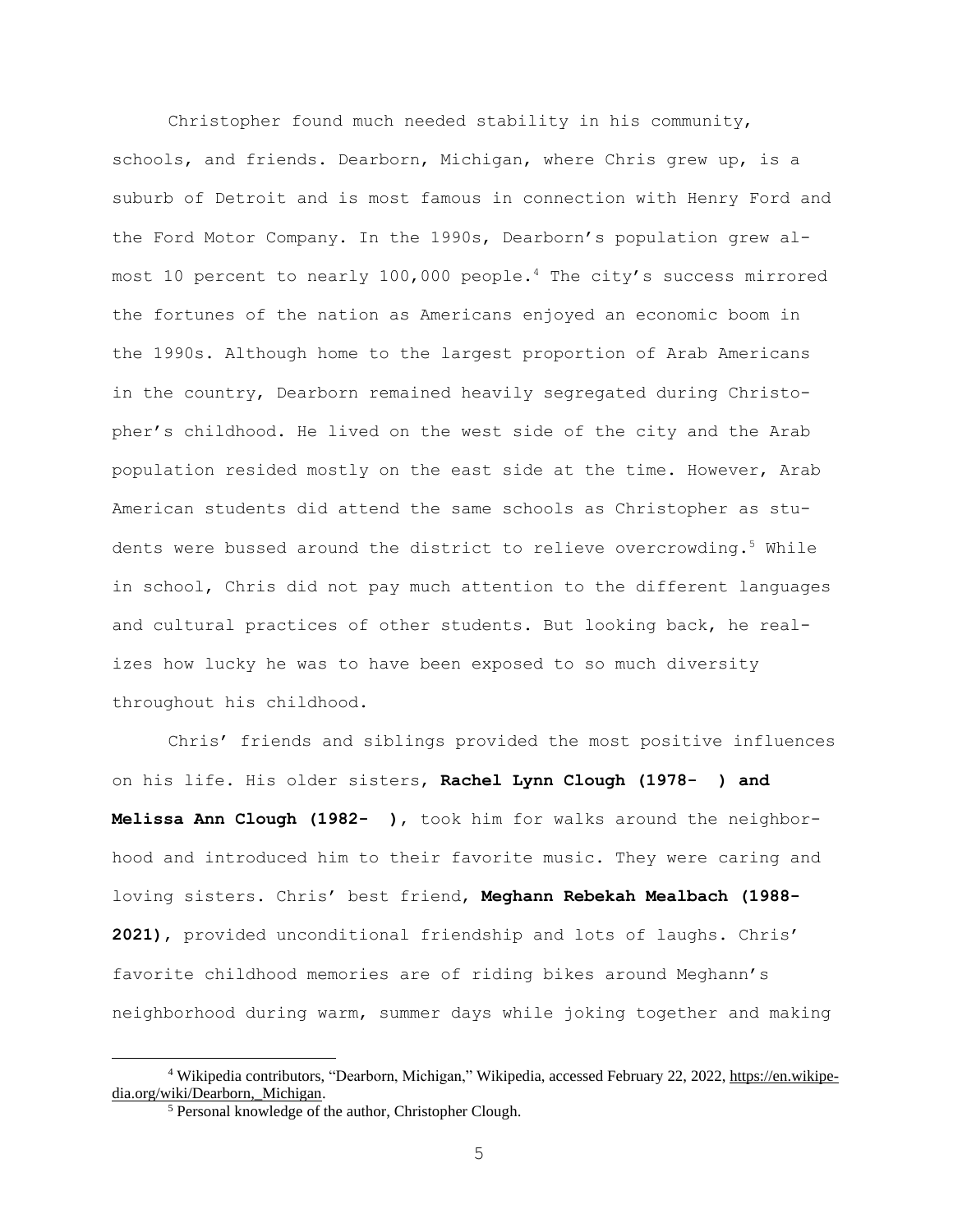Christopher found much needed stability in his community, schools, and friends. Dearborn, Michigan, where Chris grew up, is a suburb of Detroit and is most famous in connection with Henry Ford and the Ford Motor Company. In the 1990s, Dearborn's population grew almost 10 percent to nearly 100,000 people.[4] The city's success mirrored the fortunes of the nation as Americans enjoyed an economic boom in the 1990s. Although home to the largest proportion of Arab Americans in the country, Dearborn remained heavily segregated during Christopher's childhood. He lived on the west side of the city and the Arab population resided mostly on the east side at the time. However, Arab American students did attend the same schools as Christopher as students were bussed around the district to relieve overcrowding.[5] While in school, Chris did not pay much attention to the different languages and cultural practices of other students. But looking back, he realizes how lucky he was to have been exposed to so much diversity throughout his childhood.

Chris' friends and siblings provided the most positive influences on his life. His older sisters, **Rachel Lynn Clough (1978- ) and Melissa Ann Clough (1982- )**, took him for walks around the neighborhood and introduced him to their favorite music. They were caring and loving sisters. Chris' best friend, **Meghann Rebekah Mealbach (1988-2021)**, provided unconditional friendship and lots of laughs. Chris' favorite childhood memories are of riding bikes around Meghann's neighborhood during warm, summer days while joking together and making

[4] Wikipedia contributors, "Dearborn, Michigan," Wikipedia, accessed February 22, 2022, https://en.wikipedia.org/wiki/Dearborn,_Michigan.

[5] Personal knowledge of the author, Christopher Clough.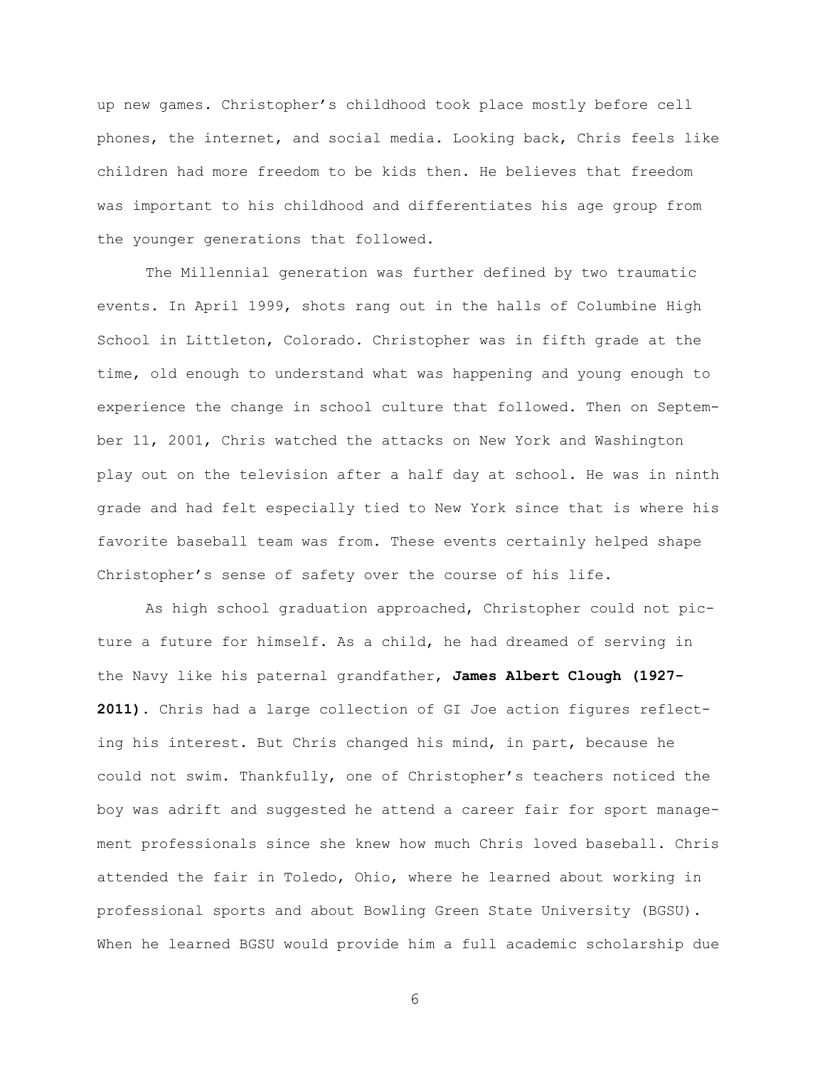up new games. Christopher's childhood took place mostly before cell phones, the internet, and social media. Looking back, Chris feels like children had more freedom to be kids then. He believes that freedom was important to his childhood and differentiates his age group from the younger generations that followed.

The Millennial generation was further defined by two traumatic events. In April 1999, shots rang out in the halls of Columbine High School in Littleton, Colorado. Christopher was in fifth grade at the time, old enough to understand what was happening and young enough to experience the change in school culture that followed. Then on September 11, 2001, Chris watched the attacks on New York and Washington play out on the television after a half day at school. He was in ninth grade and had felt especially tied to New York since that is where his favorite baseball team was from. These events certainly helped shape Christopher's sense of safety over the course of his life.

As high school graduation approached, Christopher could not picture a future for himself. As a child, he had dreamed of serving in the Navy like his paternal grandfather, **James Albert Clough (1927-2011)**. Chris had a large collection of GI Joe action figures reflecting his interest. But Chris changed his mind, in part, because he could not swim. Thankfully, one of Christopher's teachers noticed the boy was adrift and suggested he attend a career fair for sport management professionals since she knew how much Chris loved baseball. Chris attended the fair in Toledo, Ohio, where he learned about working in professional sports and about Bowling Green State University (BGSU). When he learned BGSU would provide him a full academic scholarship due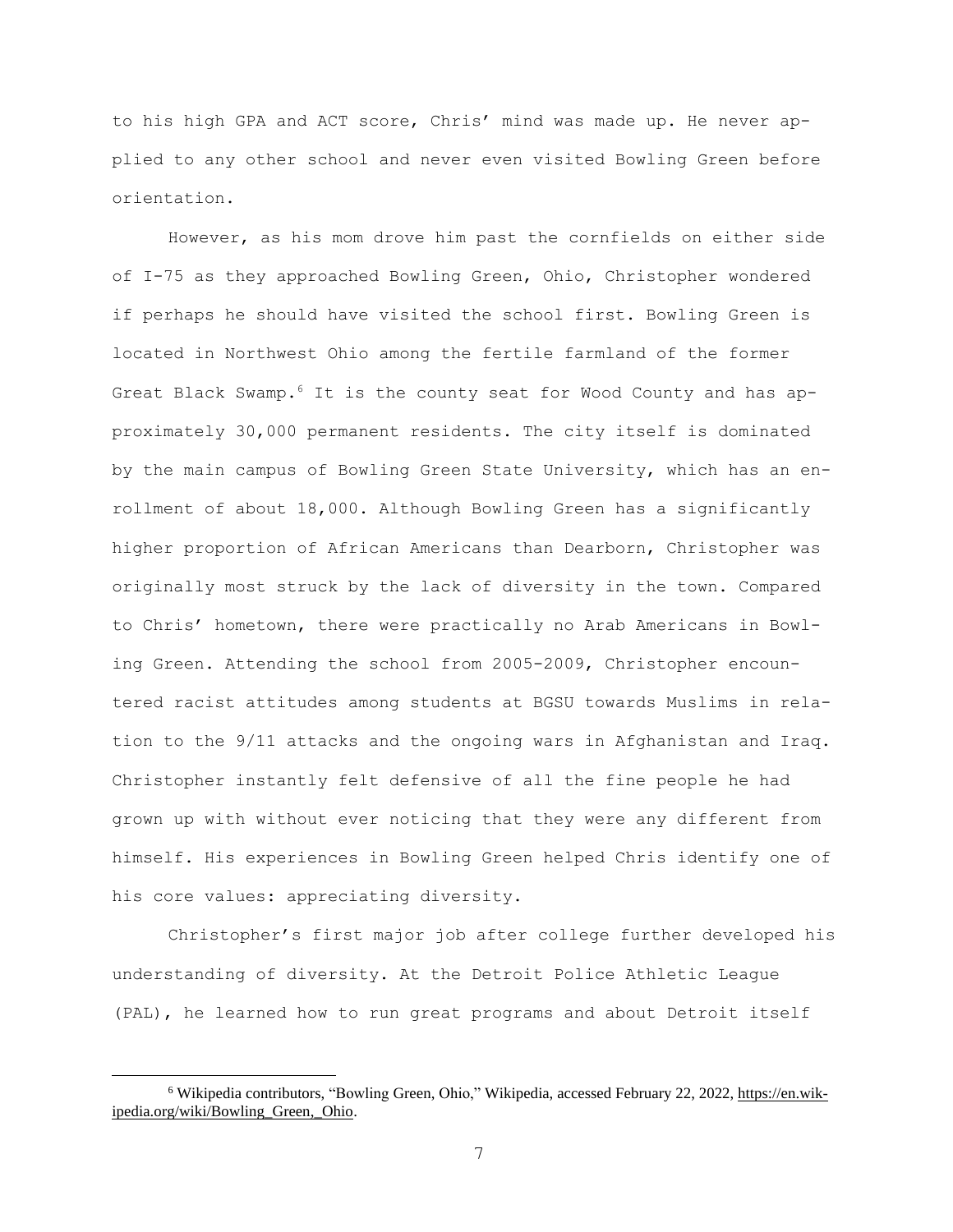to his high GPA and ACT score, Chris' mind was made up. He never applied to any other school and never even visited Bowling Green before orientation.

However, as his mom drove him past the cornfields on either side of I-75 as they approached Bowling Green, Ohio, Christopher wondered if perhaps he should have visited the school first. Bowling Green is located in Northwest Ohio among the fertile farmland of the former Great Black Swamp.[6] It is the county seat for Wood County and has approximately 30,000 permanent residents. The city itself is dominated by the main campus of Bowling Green State University, which has an enrollment of about 18,000. Although Bowling Green has a significantly higher proportion of African Americans than Dearborn, Christopher was originally most struck by the lack of diversity in the town. Compared to Chris' hometown, there were practically no Arab Americans in Bowling Green. Attending the school from 2005-2009, Christopher encountered racist attitudes among students at BGSU towards Muslims in relation to the 9/11 attacks and the ongoing wars in Afghanistan and Iraq. Christopher instantly felt defensive of all the fine people he had grown up with without ever noticing that they were any different from himself. His experiences in Bowling Green helped Chris identify one of his core values: appreciating diversity.

Christopher's first major job after college further developed his understanding of diversity. At the Detroit Police Athletic League (PAL), he learned how to run great programs and about Detroit itself

[6] Wikipedia contributors, "Bowling Green, Ohio," Wikipedia, accessed February 22, 2022, https://en.wikipedia.org/wiki/Bowling_Green,_Ohio.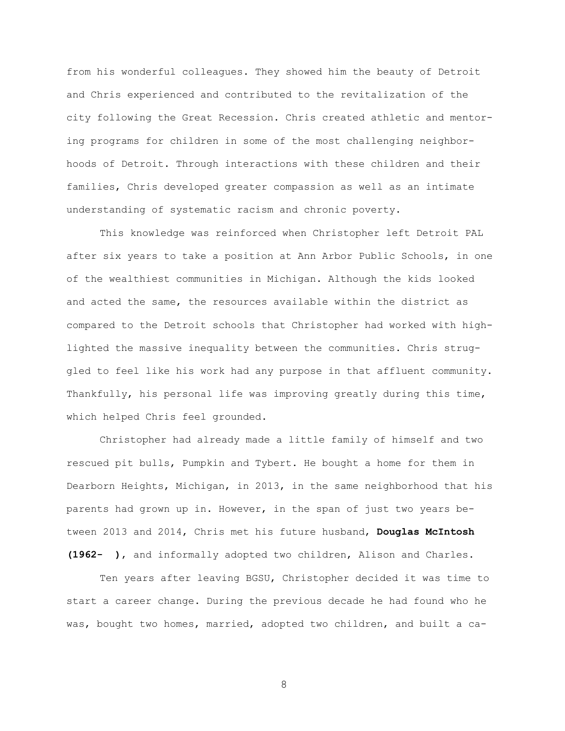from his wonderful colleagues. They showed him the beauty of Detroit and Chris experienced and contributed to the revitalization of the city following the Great Recession. Chris created athletic and mentoring programs for children in some of the most challenging neighborhoods of Detroit. Through interactions with these children and their families, Chris developed greater compassion as well as an intimate understanding of systematic racism and chronic poverty.

This knowledge was reinforced when Christopher left Detroit PAL after six years to take a position at Ann Arbor Public Schools, in one of the wealthiest communities in Michigan. Although the kids looked and acted the same, the resources available within the district as compared to the Detroit schools that Christopher had worked with highlighted the massive inequality between the communities. Chris struggled to feel like his work had any purpose in that affluent community. Thankfully, his personal life was improving greatly during this time, which helped Chris feel grounded.

Christopher had already made a little family of himself and two rescued pit bulls, Pumpkin and Tybert. He bought a home for them in Dearborn Heights, Michigan, in 2013, in the same neighborhood that his parents had grown up in. However, in the span of just two years between 2013 and 2014, Chris met his future husband, **Douglas McIntosh (1962- )**, and informally adopted two children, Alison and Charles.

Ten years after leaving BGSU, Christopher decided it was time to start a career change. During the previous decade he had found who he was, bought two homes, married, adopted two children, and built a ca-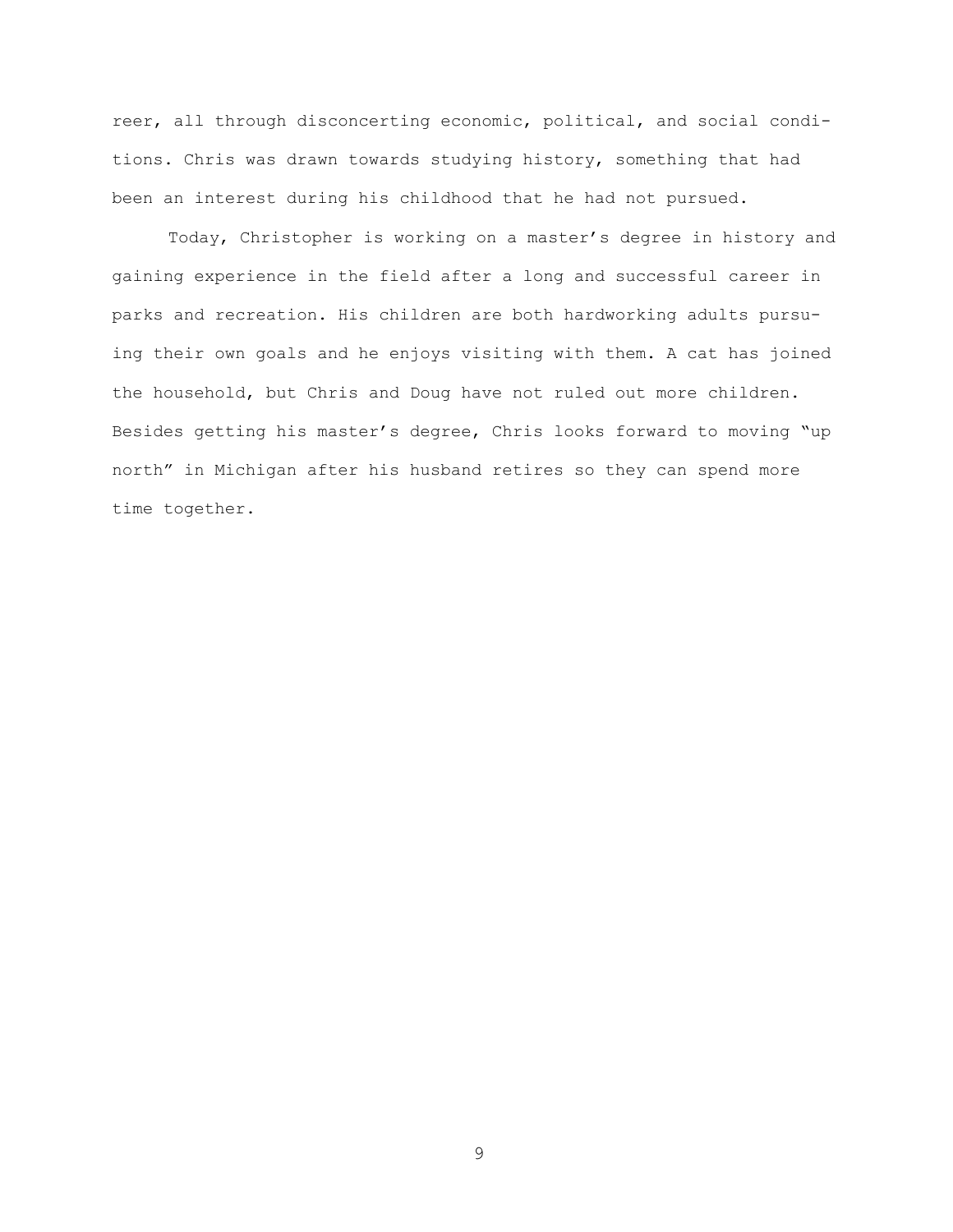reer, all through disconcerting economic, political, and social conditions. Chris was drawn towards studying history, something that had been an interest during his childhood that he had not pursued.

Today, Christopher is working on a master's degree in history and gaining experience in the field after a long and successful career in parks and recreation. His children are both hardworking adults pursuing their own goals and he enjoys visiting with them. A cat has joined the household, but Chris and Doug have not ruled out more children. Besides getting his master's degree, Chris looks forward to moving "up north" in Michigan after his husband retires so they can spend more time together.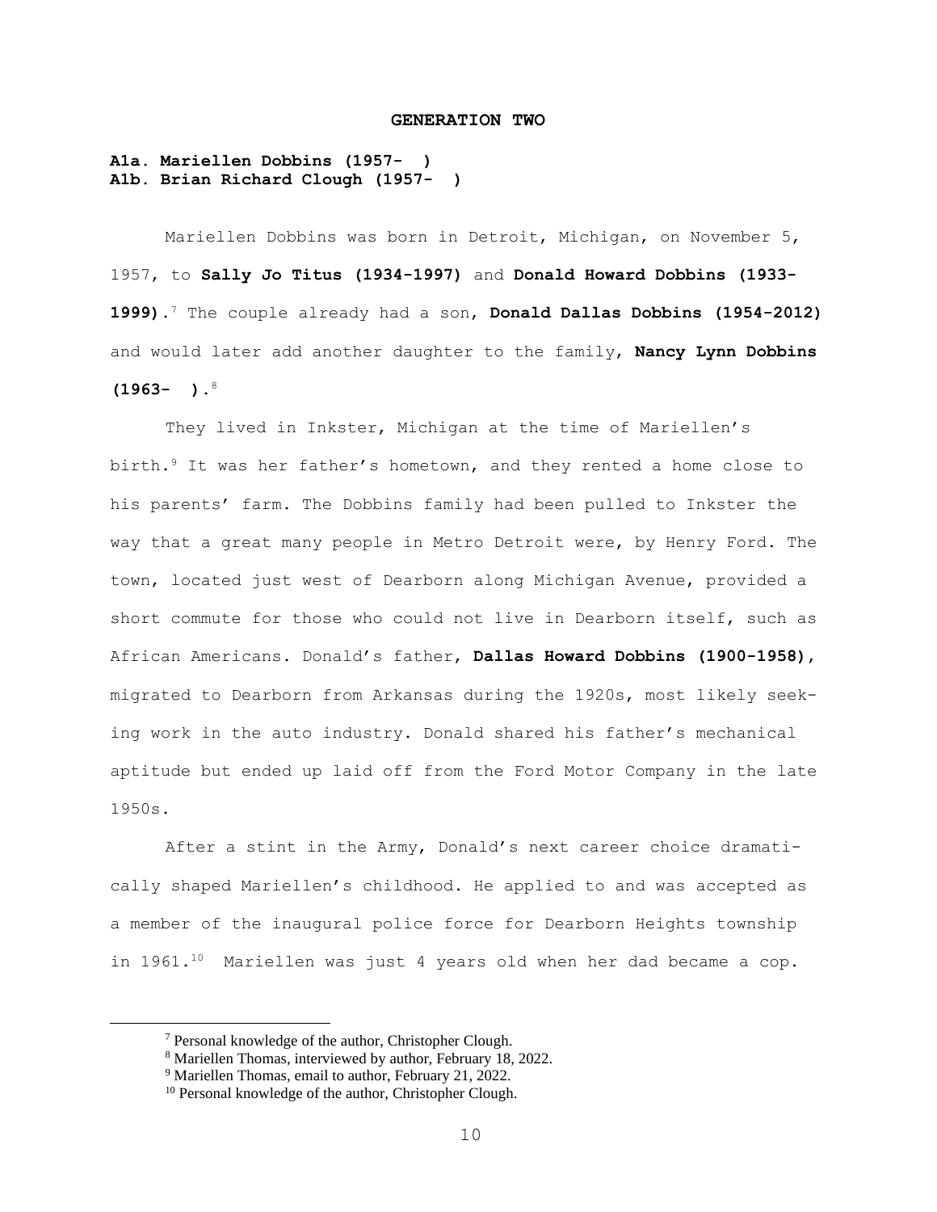## GENERATION TWO

**A1a. Mariellen Dobbins (1957- )**
**A1b. Brian Richard Clough (1957- )**

Mariellen Dobbins was born in Detroit, Michigan, on November 5, 1957, to **Sally Jo Titus (1934-1997)** and **Donald Howard Dobbins (1933-1999).**[7] The couple already had a son, **Donald Dallas Dobbins (1954-2012)** and would later add another daughter to the family, **Nancy Lynn Dobbins (1963- ).**[8]

They lived in Inkster, Michigan at the time of Mariellen's birth.[9] It was her father's hometown, and they rented a home close to his parents' farm. The Dobbins family had been pulled to Inkster the way that a great many people in Metro Detroit were, by Henry Ford. The town, located just west of Dearborn along Michigan Avenue, provided a short commute for those who could not live in Dearborn itself, such as African Americans. Donald's father, **Dallas Howard Dobbins (1900-1958),** migrated to Dearborn from Arkansas during the 1920s, most likely seeking work in the auto industry. Donald shared his father's mechanical aptitude but ended up laid off from the Ford Motor Company in the late 1950s.

After a stint in the Army, Donald's next career choice dramatically shaped Mariellen's childhood. He applied to and was accepted as a member of the inaugural police force for Dearborn Heights township in 1961.[10] Mariellen was just 4 years old when her dad became a cop.

---

[7] Personal knowledge of the author, Christopher Clough.

[8] Mariellen Thomas, interviewed by author, February 18, 2022.

[9] Mariellen Thomas, email to author, February 21, 2022.

[10] Personal knowledge of the author, Christopher Clough.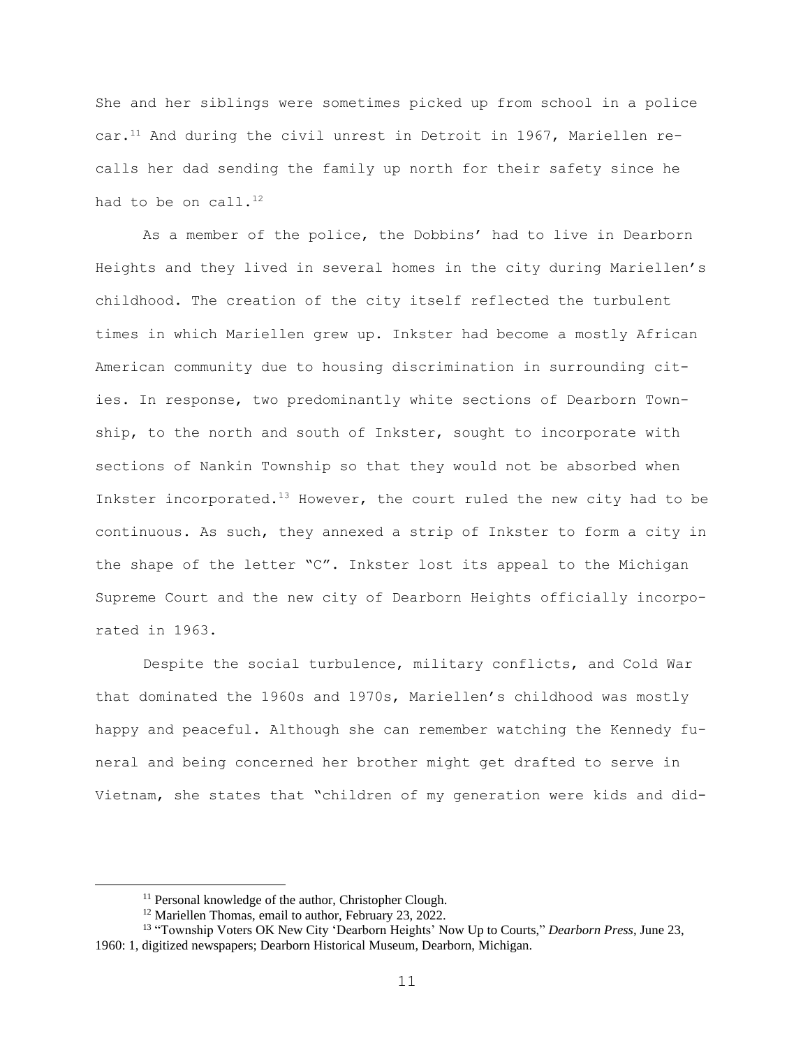She and her siblings were sometimes picked up from school in a police car.[11] And during the civil unrest in Detroit in 1967, Mariellen recalls her dad sending the family up north for their safety since he had to be on call.[12]

As a member of the police, the Dobbins' had to live in Dearborn Heights and they lived in several homes in the city during Mariellen's childhood. The creation of the city itself reflected the turbulent times in which Mariellen grew up. Inkster had become a mostly African American community due to housing discrimination in surrounding cities. In response, two predominantly white sections of Dearborn Township, to the north and south of Inkster, sought to incorporate with sections of Nankin Township so that they would not be absorbed when Inkster incorporated.[13] However, the court ruled the new city had to be continuous. As such, they annexed a strip of Inkster to form a city in the shape of the letter "C". Inkster lost its appeal to the Michigan Supreme Court and the new city of Dearborn Heights officially incorporated in 1963.

Despite the social turbulence, military conflicts, and Cold War that dominated the 1960s and 1970s, Mariellen's childhood was mostly happy and peaceful. Although she can remember watching the Kennedy funeral and being concerned her brother might get drafted to serve in Vietnam, she states that "children of my generation were kids and did-

---

[11] Personal knowledge of the author, Christopher Clough.

[12] Mariellen Thomas, email to author, February 23, 2022.

[13] "Township Voters OK New City 'Dearborn Heights' Now Up to Courts," *Dearborn Press*, June 23, 1960: 1, digitized newspapers; Dearborn Historical Museum, Dearborn, Michigan.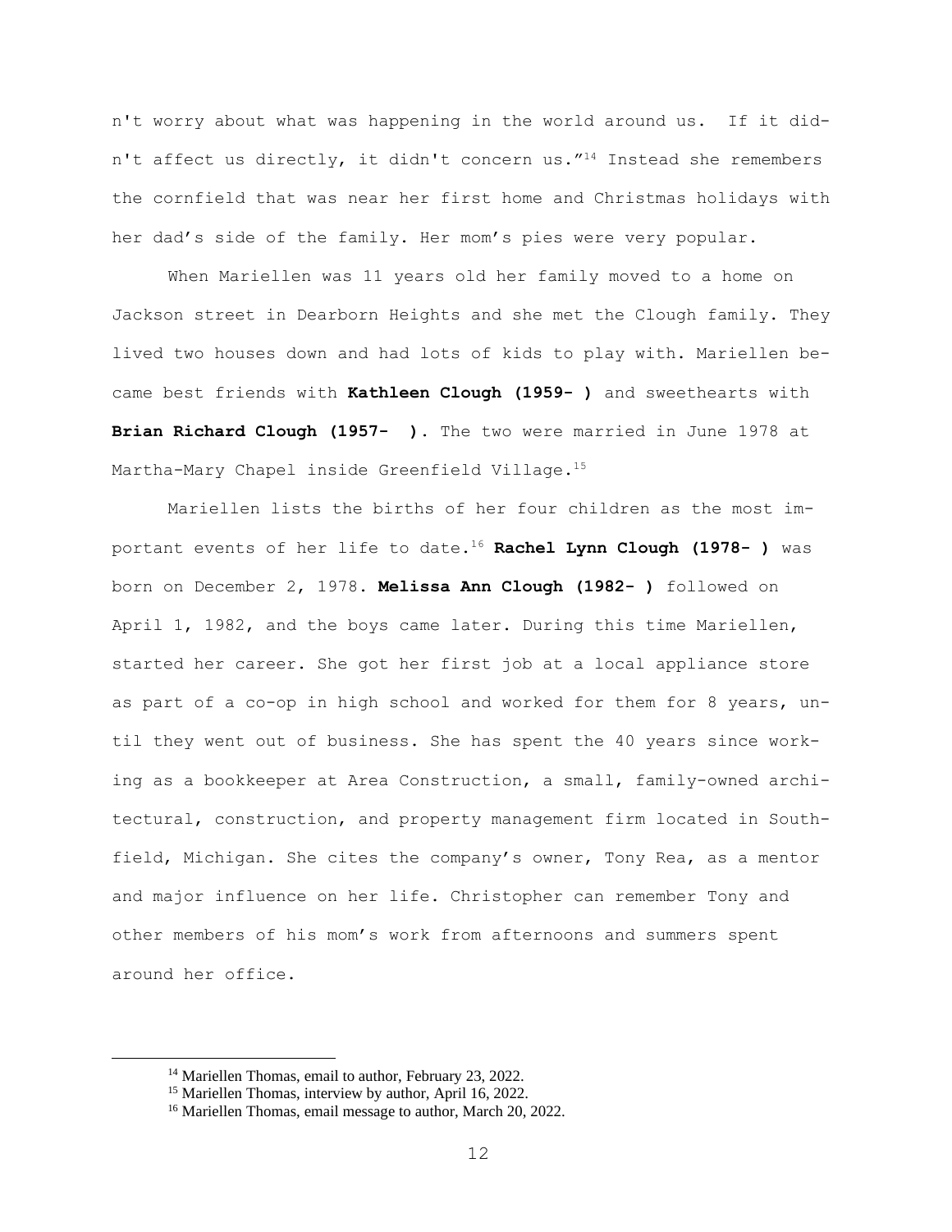n't worry about what was happening in the world around us. If it didn't affect us directly, it didn't concern us."[14] Instead she remembers the cornfield that was near her first home and Christmas holidays with her dad's side of the family. Her mom's pies were very popular.

When Mariellen was 11 years old her family moved to a home on Jackson street in Dearborn Heights and she met the Clough family. They lived two houses down and had lots of kids to play with. Mariellen became best friends with **Kathleen Clough (1959- )** and sweethearts with **Brian Richard Clough (1957- )**. The two were married in June 1978 at Martha-Mary Chapel inside Greenfield Village.[15]

Mariellen lists the births of her four children as the most important events of her life to date.[16] **Rachel Lynn Clough (1978- )** was born on December 2, 1978. **Melissa Ann Clough (1982- )** followed on April 1, 1982, and the boys came later. During this time Mariellen, started her career. She got her first job at a local appliance store as part of a co-op in high school and worked for them for 8 years, until they went out of business. She has spent the 40 years since working as a bookkeeper at Area Construction, a small, family-owned architectural, construction, and property management firm located in Southfield, Michigan. She cites the company's owner, Tony Rea, as a mentor and major influence on her life. Christopher can remember Tony and other members of his mom's work from afternoons and summers spent around her office.

---

[14] Mariellen Thomas, email to author, February 23, 2022.

[15] Mariellen Thomas, interview by author, April 16, 2022.

[16] Mariellen Thomas, email message to author, March 20, 2022.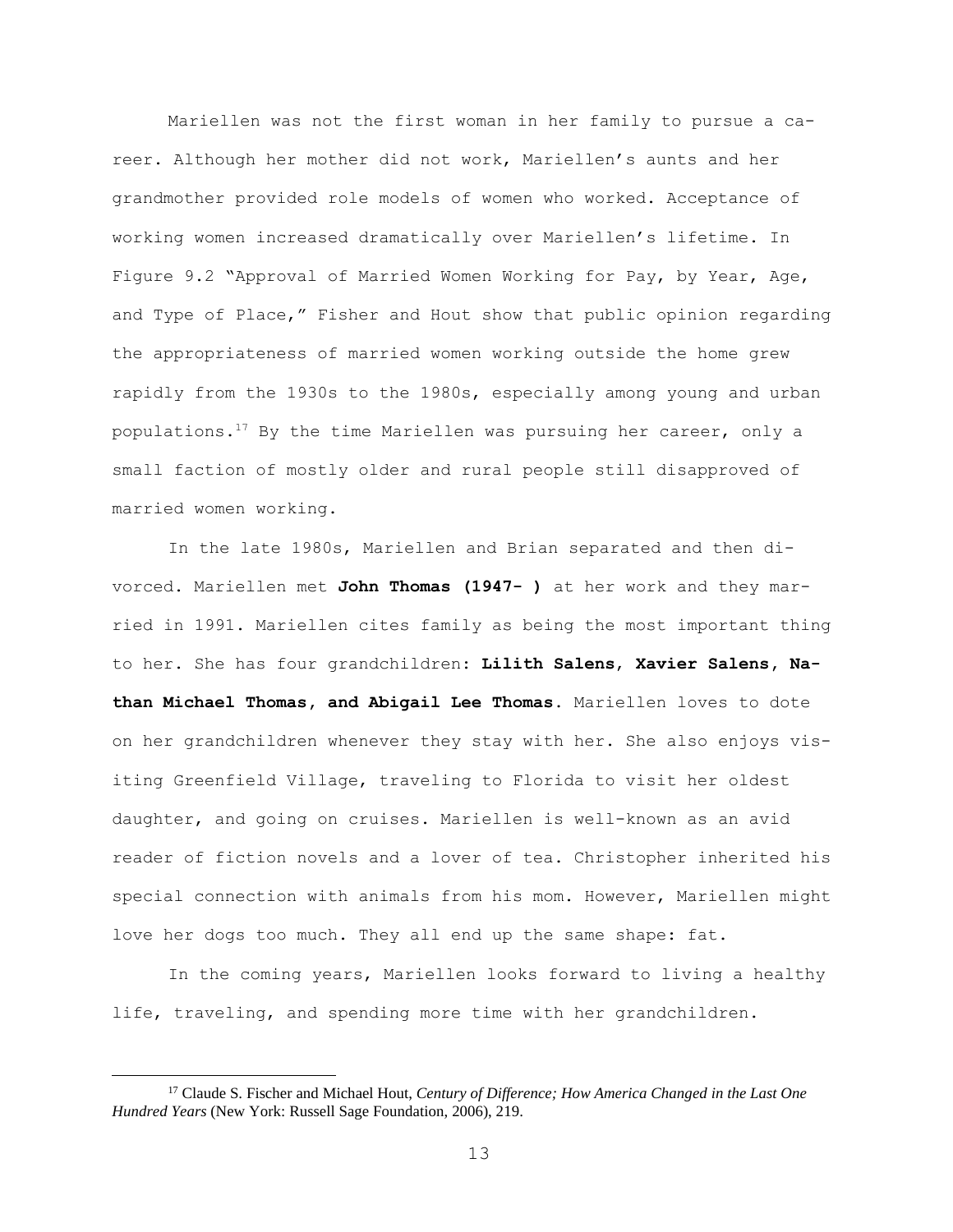Mariellen was not the first woman in her family to pursue a career. Although her mother did not work, Mariellen's aunts and her grandmother provided role models of women who worked. Acceptance of working women increased dramatically over Mariellen's lifetime. In Figure 9.2 "Approval of Married Women Working for Pay, by Year, Age, and Type of Place," Fisher and Hout show that public opinion regarding the appropriateness of married women working outside the home grew rapidly from the 1930s to the 1980s, especially among young and urban populations.[17] By the time Mariellen was pursuing her career, only a small faction of mostly older and rural people still disapproved of married women working.

In the late 1980s, Mariellen and Brian separated and then divorced. Mariellen met **John Thomas (1947- )** at her work and they married in 1991. Mariellen cites family as being the most important thing to her. She has four grandchildren: **Lilith Salens, Xavier Salens, Nathan Michael Thomas, and Abigail Lee Thomas.** Mariellen loves to dote on her grandchildren whenever they stay with her. She also enjoys visiting Greenfield Village, traveling to Florida to visit her oldest daughter, and going on cruises. Mariellen is well-known as an avid reader of fiction novels and a lover of tea. Christopher inherited his special connection with animals from his mom. However, Mariellen might love her dogs too much. They all end up the same shape: fat.

In the coming years, Mariellen looks forward to living a healthy life, traveling, and spending more time with her grandchildren.

[17] Claude S. Fischer and Michael Hout, *Century of Difference; How America Changed in the Last One Hundred Years* (New York: Russell Sage Foundation, 2006), 219.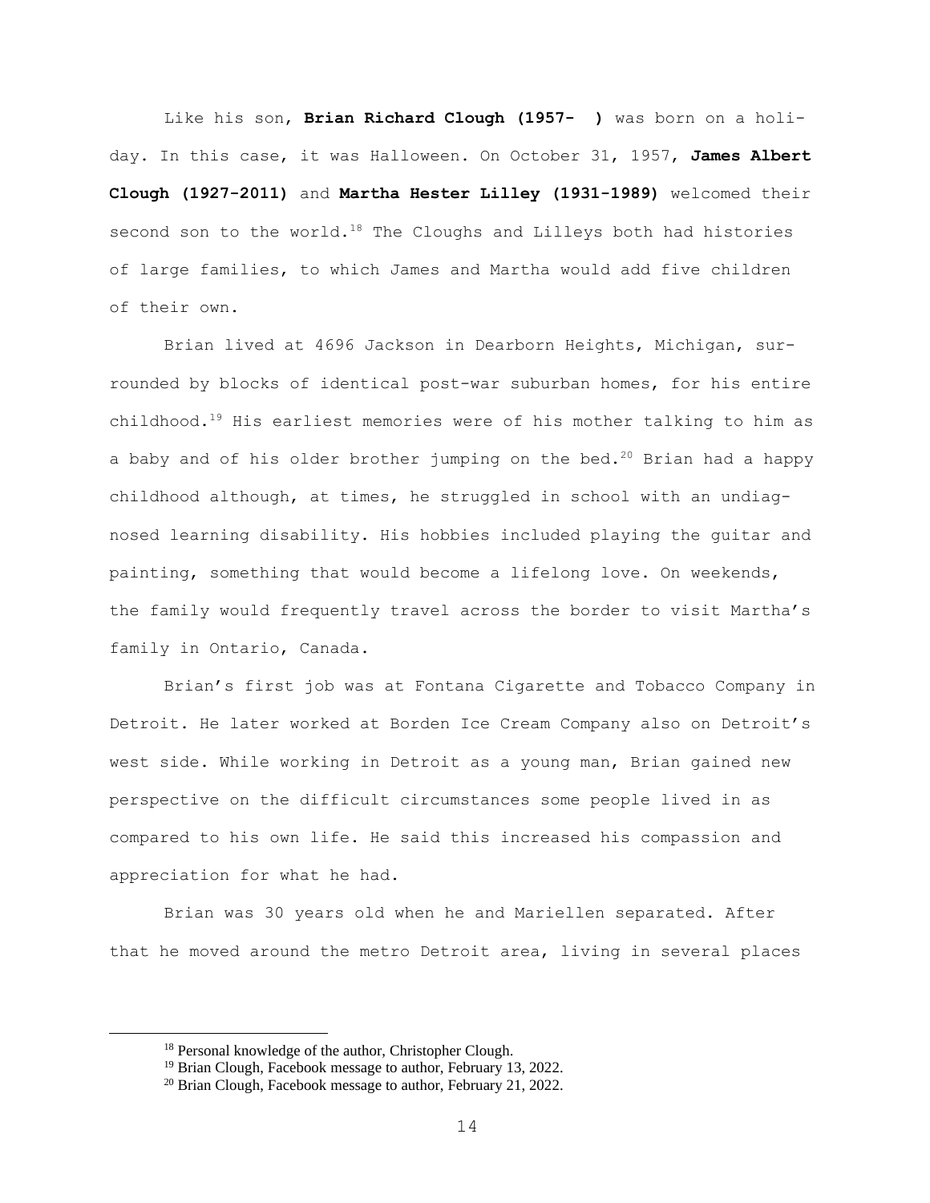Like his son, **Brian Richard Clough (1957- )** was born on a holiday. In this case, it was Halloween. On October 31, 1957, **James Albert Clough (1927-2011)** and **Martha Hester Lilley (1931-1989)** welcomed their second son to the world.[18] The Cloughs and Lilleys both had histories of large families, to which James and Martha would add five children of their own.

Brian lived at 4696 Jackson in Dearborn Heights, Michigan, surrounded by blocks of identical post-war suburban homes, for his entire childhood.[19] His earliest memories were of his mother talking to him as a baby and of his older brother jumping on the bed.[20] Brian had a happy childhood although, at times, he struggled in school with an undiagnosed learning disability. His hobbies included playing the guitar and painting, something that would become a lifelong love. On weekends, the family would frequently travel across the border to visit Martha's family in Ontario, Canada.

Brian's first job was at Fontana Cigarette and Tobacco Company in Detroit. He later worked at Borden Ice Cream Company also on Detroit's west side. While working in Detroit as a young man, Brian gained new perspective on the difficult circumstances some people lived in as compared to his own life. He said this increased his compassion and appreciation for what he had.

Brian was 30 years old when he and Mariellen separated. After that he moved around the metro Detroit area, living in several places

---

[18] Personal knowledge of the author, Christopher Clough.

[19] Brian Clough, Facebook message to author, February 13, 2022.

[20] Brian Clough, Facebook message to author, February 21, 2022.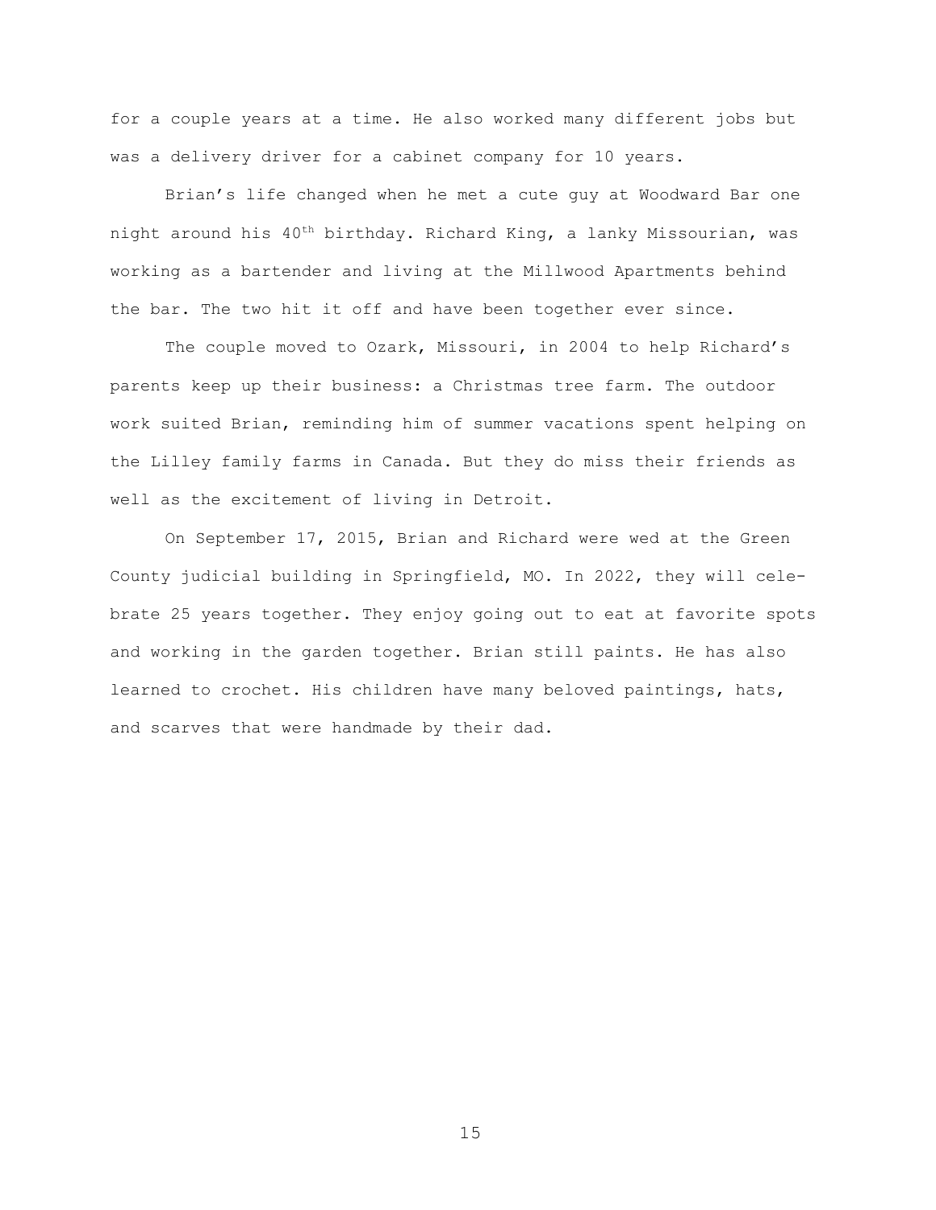for a couple years at a time. He also worked many different jobs but was a delivery driver for a cabinet company for 10 years.

Brian's life changed when he met a cute guy at Woodward Bar one night around his 40th birthday. Richard King, a lanky Missourian, was working as a bartender and living at the Millwood Apartments behind the bar. The two hit it off and have been together ever since.

The couple moved to Ozark, Missouri, in 2004 to help Richard's parents keep up their business: a Christmas tree farm. The outdoor work suited Brian, reminding him of summer vacations spent helping on the Lilley family farms in Canada. But they do miss their friends as well as the excitement of living in Detroit.

On September 17, 2015, Brian and Richard were wed at the Green County judicial building in Springfield, MO. In 2022, they will celebrate 25 years together. They enjoy going out to eat at favorite spots and working in the garden together. Brian still paints. He has also learned to crochet. His children have many beloved paintings, hats, and scarves that were handmade by their dad.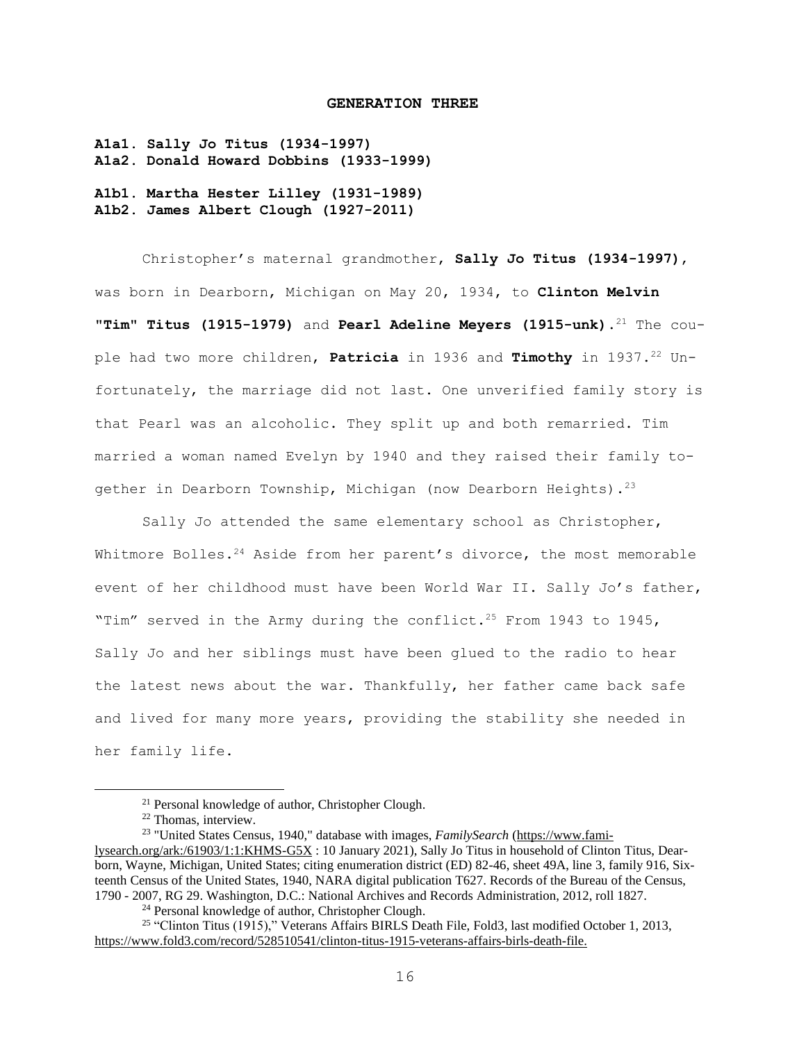## GENERATION THREE

**A1a1. Sally Jo Titus (1934-1997)**
**A1a2. Donald Howard Dobbins (1933-1999)**

**A1b1. Martha Hester Lilley (1931-1989)**
**A1b2. James Albert Clough (1927-2011)**

Christopher's maternal grandmother, **Sally Jo Titus (1934-1997)**, was born in Dearborn, Michigan on May 20, 1934, to **Clinton Melvin "Tim" Titus (1915-1979)** and **Pearl Adeline Meyers (1915-unk)**.[21] The couple had two more children, **Patricia** in 1936 and **Timothy** in 1937.[22] Unfortunately, the marriage did not last. One unverified family story is that Pearl was an alcoholic. They split up and both remarried. Tim married a woman named Evelyn by 1940 and they raised their family together in Dearborn Township, Michigan (now Dearborn Heights).[23]

Sally Jo attended the same elementary school as Christopher, Whitmore Bolles.[24] Aside from her parent's divorce, the most memorable event of her childhood must have been World War II. Sally Jo's father, "Tim" served in the Army during the conflict.[25] From 1943 to 1945, Sally Jo and her siblings must have been glued to the radio to hear the latest news about the war. Thankfully, her father came back safe and lived for many more years, providing the stability she needed in her family life.

---

[21] Personal knowledge of author, Christopher Clough.

[22] Thomas, interview.

[23] "United States Census, 1940," database with images, *FamilySearch* (https://www.familysearch.org/ark:/61903/1:1:KHMS-G5X : 10 January 2021), Sally Jo Titus in household of Clinton Titus, Dearborn, Wayne, Michigan, United States; citing enumeration district (ED) 82-46, sheet 49A, line 3, family 916, Sixteenth Census of the United States, 1940, NARA digital publication T627. Records of the Bureau of the Census, 1790 - 2007, RG 29. Washington, D.C.: National Archives and Records Administration, 2012, roll 1827.

[24] Personal knowledge of author, Christopher Clough.

[25] "Clinton Titus (1915)," Veterans Affairs BIRLS Death File, Fold3, last modified October 1, 2013, https://www.fold3.com/record/528510541/clinton-titus-1915-veterans-affairs-birls-death-file.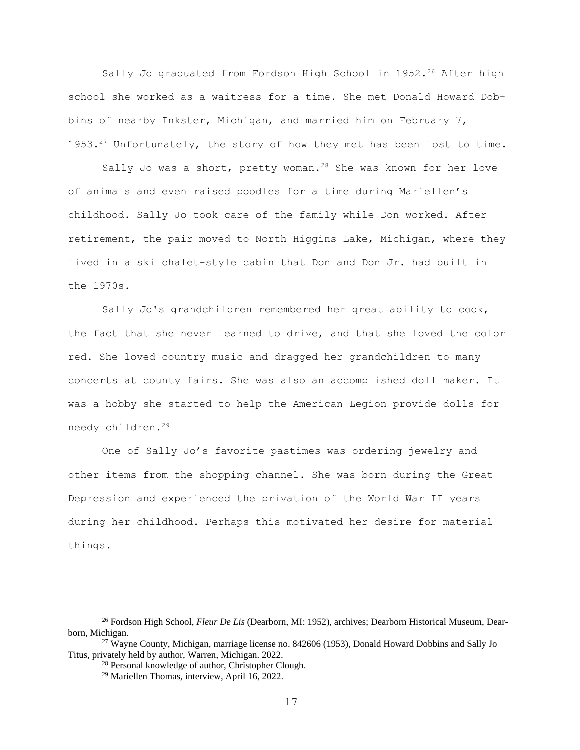Sally Jo graduated from Fordson High School in 1952.[26] After high school she worked as a waitress for a time. She met Donald Howard Dobbins of nearby Inkster, Michigan, and married him on February 7, 1953.[27] Unfortunately, the story of how they met has been lost to time.

Sally Jo was a short, pretty woman.[28] She was known for her love of animals and even raised poodles for a time during Mariellen's childhood. Sally Jo took care of the family while Don worked. After retirement, the pair moved to North Higgins Lake, Michigan, where they lived in a ski chalet-style cabin that Don and Don Jr. had built in the 1970s.

Sally Jo's grandchildren remembered her great ability to cook, the fact that she never learned to drive, and that she loved the color red. She loved country music and dragged her grandchildren to many concerts at county fairs. She was also an accomplished doll maker. It was a hobby she started to help the American Legion provide dolls for needy children.[29]

One of Sally Jo's favorite pastimes was ordering jewelry and other items from the shopping channel. She was born during the Great Depression and experienced the privation of the World War II years during her childhood. Perhaps this motivated her desire for material things.

---

[26] Fordson High School, *Fleur De Lis* (Dearborn, MI: 1952), archives; Dearborn Historical Museum, Dearborn, Michigan.

[27] Wayne County, Michigan, marriage license no. 842606 (1953), Donald Howard Dobbins and Sally Jo Titus, privately held by author, Warren, Michigan. 2022.

[28] Personal knowledge of author, Christopher Clough.

[29] Mariellen Thomas, interview, April 16, 2022.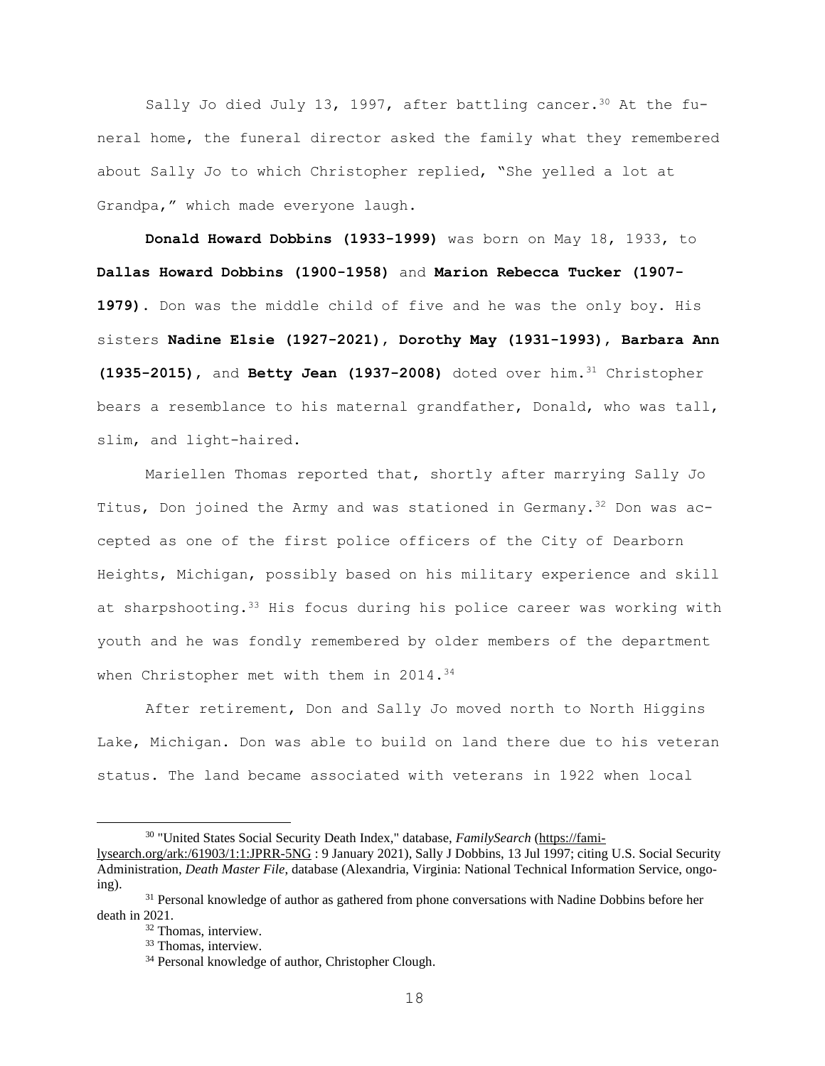Sally Jo died July 13, 1997, after battling cancer.[30] At the funeral home, the funeral director asked the family what they remembered about Sally Jo to which Christopher replied, "She yelled a lot at Grandpa," which made everyone laugh.

**Donald Howard Dobbins (1933-1999)** was born on May 18, 1933, to **Dallas Howard Dobbins (1900-1958)** and **Marion Rebecca Tucker (1907-1979)**. Don was the middle child of five and he was the only boy. His sisters **Nadine Elsie (1927-2021), Dorothy May (1931-1993), Barbara Ann (1935-2015)**, and **Betty Jean (1937-2008)** doted over him.[31] Christopher bears a resemblance to his maternal grandfather, Donald, who was tall, slim, and light-haired.

Mariellen Thomas reported that, shortly after marrying Sally Jo Titus, Don joined the Army and was stationed in Germany.[32] Don was accepted as one of the first police officers of the City of Dearborn Heights, Michigan, possibly based on his military experience and skill at sharpshooting.[33] His focus during his police career was working with youth and he was fondly remembered by older members of the department when Christopher met with them in 2014.[34]

After retirement, Don and Sally Jo moved north to North Higgins Lake, Michigan. Don was able to build on land there due to his veteran status. The land became associated with veterans in 1922 when local

---

[30] "United States Social Security Death Index," database, *FamilySearch* (https://familysearch.org/ark:/61903/1:1:JPRR-5NG : 9 January 2021), Sally J Dobbins, 13 Jul 1997; citing U.S. Social Security Administration, *Death Master File*, database (Alexandria, Virginia: National Technical Information Service, ongoing).

[31] Personal knowledge of author as gathered from phone conversations with Nadine Dobbins before her death in 2021.

[32] Thomas, interview.

[33] Thomas, interview.

[34] Personal knowledge of author, Christopher Clough.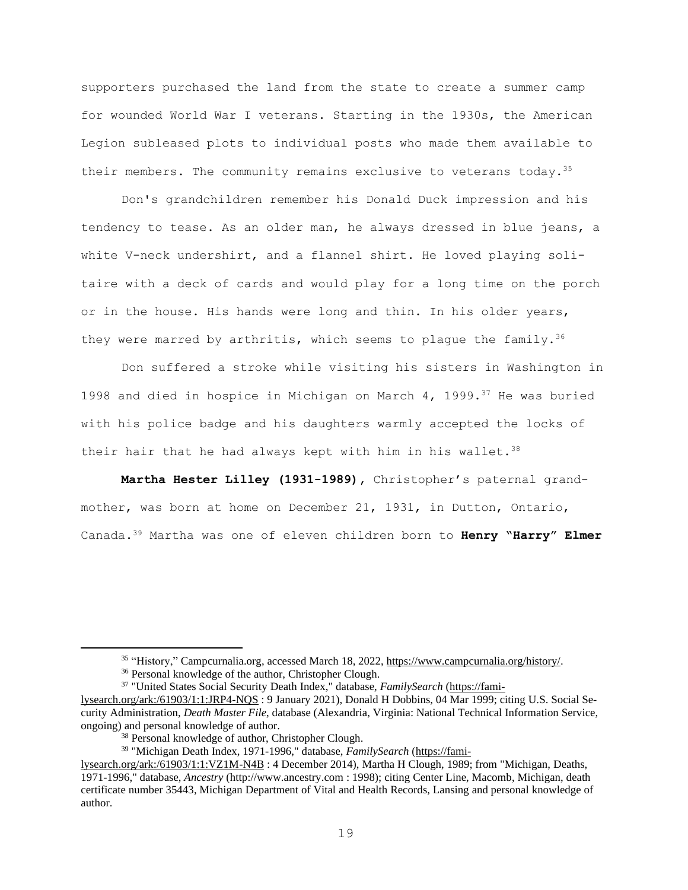supporters purchased the land from the state to create a summer camp for wounded World War I veterans. Starting in the 1930s, the American Legion subleased plots to individual posts who made them available to their members. The community remains exclusive to veterans today.[35]

Don's grandchildren remember his Donald Duck impression and his tendency to tease. As an older man, he always dressed in blue jeans, a white V-neck undershirt, and a flannel shirt. He loved playing solitaire with a deck of cards and would play for a long time on the porch or in the house. His hands were long and thin. In his older years, they were marred by arthritis, which seems to plague the family.[36]

Don suffered a stroke while visiting his sisters in Washington in 1998 and died in hospice in Michigan on March 4, 1999.[37] He was buried with his police badge and his daughters warmly accepted the locks of their hair that he had always kept with him in his wallet.[38]

**Martha Hester Lilley (1931-1989),** Christopher's paternal grandmother, was born at home on December 21, 1931, in Dutton, Ontario, Canada.[39] Martha was one of eleven children born to **Henry "Harry" Elmer**

---

[35] "History," Campcurnalia.org, accessed March 18, 2022, https://www.campcurnalia.org/history/.

[36] Personal knowledge of the author, Christopher Clough.

[37] "United States Social Security Death Index," database, *FamilySearch* (https://familysearch.org/ark:/61903/1:1:JRP4-NQS : 9 January 2021), Donald H Dobbins, 04 Mar 1999; citing U.S. Social Security Administration, *Death Master File*, database (Alexandria, Virginia: National Technical Information Service, ongoing) and personal knowledge of author.

[38] Personal knowledge of author, Christopher Clough.

[39] "Michigan Death Index, 1971-1996," database, *FamilySearch* (https://familysearch.org/ark:/61903/1:1:VZ1M-N4B : 4 December 2014), Martha H Clough, 1989; from "Michigan, Deaths, 1971-1996," database, *Ancestry* (http://www.ancestry.com : 1998); citing Center Line, Macomb, Michigan, death certificate number 35443, Michigan Department of Vital and Health Records, Lansing and personal knowledge of author.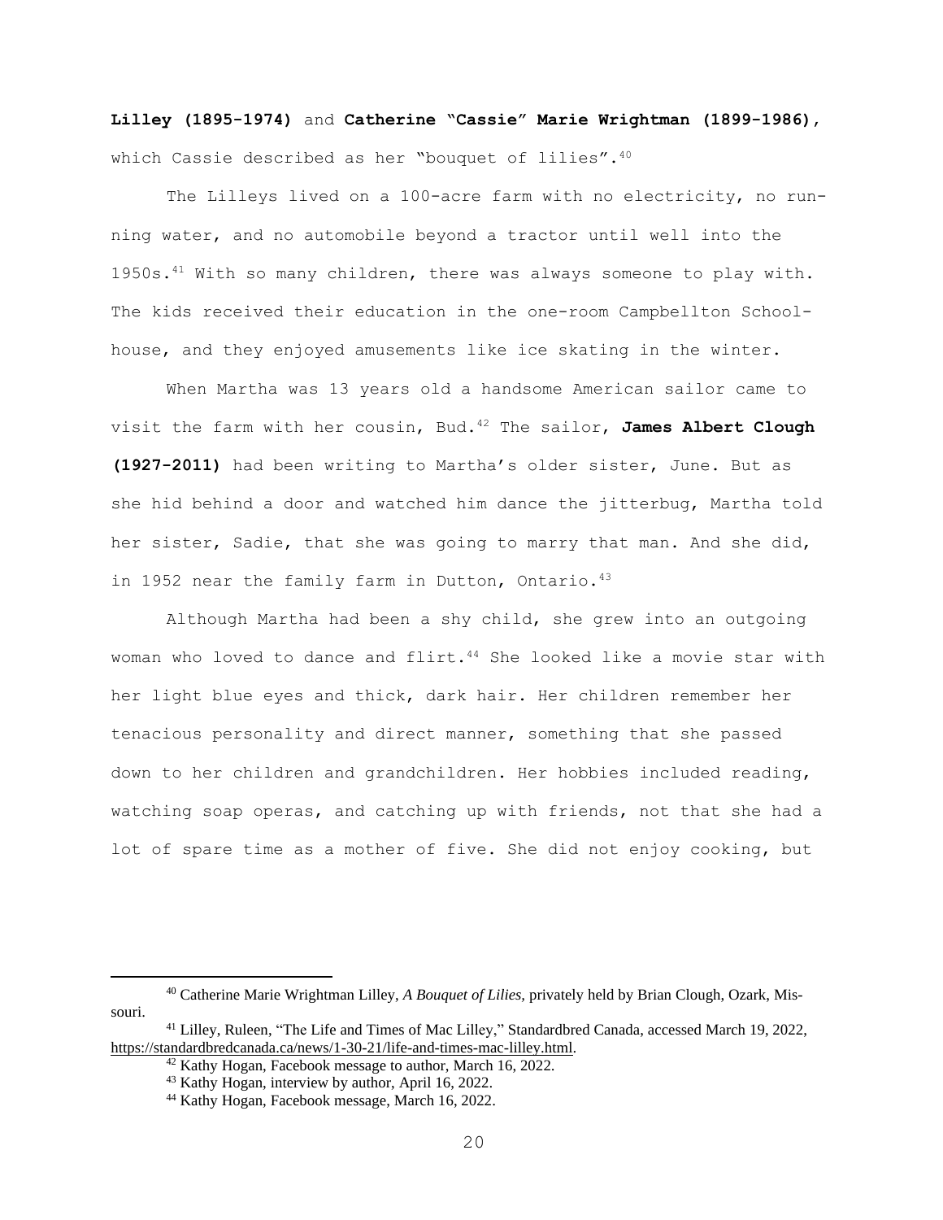**Lilley (1895-1974)** and **Catherine "Cassie" Marie Wrightman (1899-1986)**, which Cassie described as her "bouquet of lilies".[40]

The Lilleys lived on a 100-acre farm with no electricity, no running water, and no automobile beyond a tractor until well into the 1950s.[41] With so many children, there was always someone to play with. The kids received their education in the one-room Campbellton Schoolhouse, and they enjoyed amusements like ice skating in the winter.

When Martha was 13 years old a handsome American sailor came to visit the farm with her cousin, Bud.[42] The sailor, **James Albert Clough (1927-2011)** had been writing to Martha's older sister, June. But as she hid behind a door and watched him dance the jitterbug, Martha told her sister, Sadie, that she was going to marry that man. And she did, in 1952 near the family farm in Dutton, Ontario.[43]

Although Martha had been a shy child, she grew into an outgoing woman who loved to dance and flirt.[44] She looked like a movie star with her light blue eyes and thick, dark hair. Her children remember her tenacious personality and direct manner, something that she passed down to her children and grandchildren. Her hobbies included reading, watching soap operas, and catching up with friends, not that she had a lot of spare time as a mother of five. She did not enjoy cooking, but

---

[40] Catherine Marie Wrightman Lilley, *A Bouquet of Lilies*, privately held by Brian Clough, Ozark, Missouri.

[41] Lilley, Ruleen, "The Life and Times of Mac Lilley," Standardbred Canada, accessed March 19, 2022, https://standardbredcanada.ca/news/1-30-21/life-and-times-mac-lilley.html.

[42] Kathy Hogan, Facebook message to author, March 16, 2022.

[43] Kathy Hogan, interview by author, April 16, 2022.

[44] Kathy Hogan, Facebook message, March 16, 2022.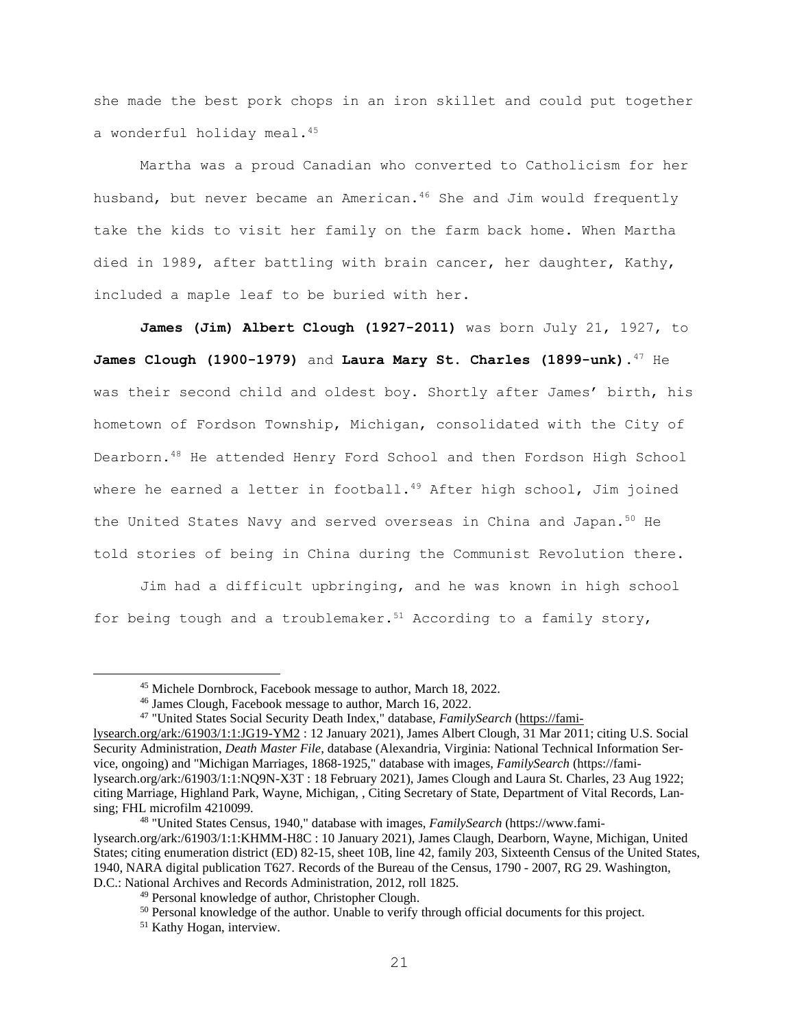she made the best pork chops in an iron skillet and could put together a wonderful holiday meal.[45]

Martha was a proud Canadian who converted to Catholicism for her husband, but never became an American.[46] She and Jim would frequently take the kids to visit her family on the farm back home. When Martha died in 1989, after battling with brain cancer, her daughter, Kathy, included a maple leaf to be buried with her.

**James (Jim) Albert Clough (1927-2011)** was born July 21, 1927, to **James Clough (1900-1979)** and **Laura Mary St. Charles (1899-unk).**[47] He was their second child and oldest boy. Shortly after James' birth, his hometown of Fordson Township, Michigan, consolidated with the City of Dearborn.[48] He attended Henry Ford School and then Fordson High School where he earned a letter in football.[49] After high school, Jim joined the United States Navy and served overseas in China and Japan.[50] He told stories of being in China during the Communist Revolution there.

Jim had a difficult upbringing, and he was known in high school for being tough and a troublemaker.[51] According to a family story,

---

[45] Michele Dornbrock, Facebook message to author, March 18, 2022.

[46] James Clough, Facebook message to author, March 16, 2022.

[47] "United States Social Security Death Index," database, *FamilySearch* (https://familysearch.org/ark:/61903/1:1:JG19-YM2 : 12 January 2021), James Albert Clough, 31 Mar 2011; citing U.S. Social Security Administration, *Death Master File*, database (Alexandria, Virginia: National Technical Information Service, ongoing) and "Michigan Marriages, 1868-1925," database with images, *FamilySearch* (https://familysearch.org/ark:/61903/1:1:NQ9N-X3T : 18 February 2021), James Clough and Laura St. Charles, 23 Aug 1922; citing Marriage, Highland Park, Wayne, Michigan, , Citing Secretary of State, Department of Vital Records, Lansing; FHL microfilm 4210099.

[48] "United States Census, 1940," database with images, *FamilySearch* (https://www.familysearch.org/ark:/61903/1:1:KHMM-H8C : 10 January 2021), James Claugh, Dearborn, Wayne, Michigan, United States; citing enumeration district (ED) 82-15, sheet 10B, line 42, family 203, Sixteenth Census of the United States, 1940, NARA digital publication T627. Records of the Bureau of the Census, 1790 - 2007, RG 29. Washington, D.C.: National Archives and Records Administration, 2012, roll 1825.

[49] Personal knowledge of author, Christopher Clough.

[50] Personal knowledge of the author. Unable to verify through official documents for this project.

[51] Kathy Hogan, interview.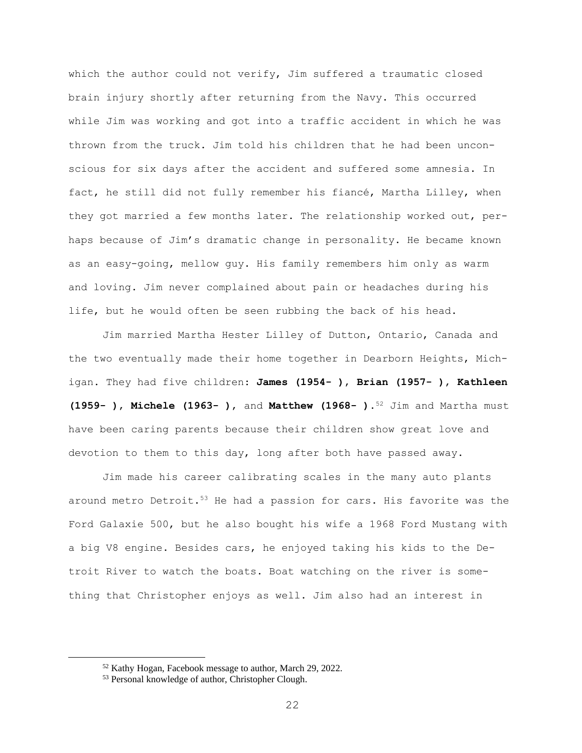which the author could not verify, Jim suffered a traumatic closed brain injury shortly after returning from the Navy. This occurred while Jim was working and got into a traffic accident in which he was thrown from the truck. Jim told his children that he had been unconscious for six days after the accident and suffered some amnesia. In fact, he still did not fully remember his fiancé, Martha Lilley, when they got married a few months later. The relationship worked out, perhaps because of Jim's dramatic change in personality. He became known as an easy-going, mellow guy. His family remembers him only as warm and loving. Jim never complained about pain or headaches during his life, but he would often be seen rubbing the back of his head.

Jim married Martha Hester Lilley of Dutton, Ontario, Canada and the two eventually made their home together in Dearborn Heights, Michigan. They had five children: **James (1954- )**, **Brian (1957- )**, **Kathleen (1959- )**, **Michele (1963- )**, and **Matthew (1968- )**.[52] Jim and Martha must have been caring parents because their children show great love and devotion to them to this day, long after both have passed away.

Jim made his career calibrating scales in the many auto plants around metro Detroit.[53] He had a passion for cars. His favorite was the Ford Galaxie 500, but he also bought his wife a 1968 Ford Mustang with a big V8 engine. Besides cars, he enjoyed taking his kids to the Detroit River to watch the boats. Boat watching on the river is something that Christopher enjoys as well. Jim also had an interest in

---

[52] Kathy Hogan, Facebook message to author, March 29, 2022.

[53] Personal knowledge of author, Christopher Clough.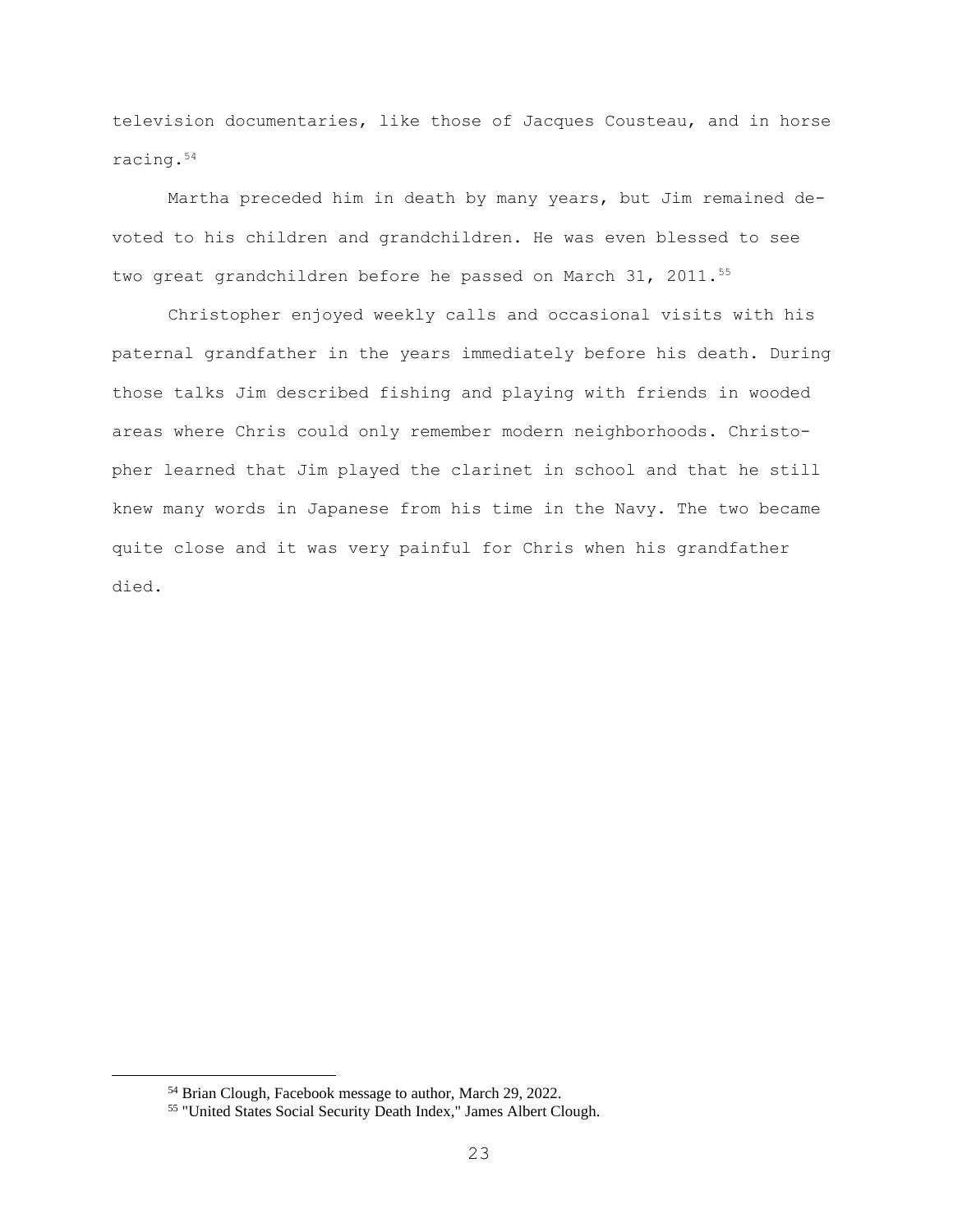television documentaries, like those of Jacques Cousteau, and in horse racing.[54]

Martha preceded him in death by many years, but Jim remained devoted to his children and grandchildren. He was even blessed to see two great grandchildren before he passed on March 31, 2011.[55]

Christopher enjoyed weekly calls and occasional visits with his paternal grandfather in the years immediately before his death. During those talks Jim described fishing and playing with friends in wooded areas where Chris could only remember modern neighborhoods. Christopher learned that Jim played the clarinet in school and that he still knew many words in Japanese from his time in the Navy. The two became quite close and it was very painful for Chris when his grandfather died.

---

[54] Brian Clough, Facebook message to author, March 29, 2022.

[55] "United States Social Security Death Index," James Albert Clough.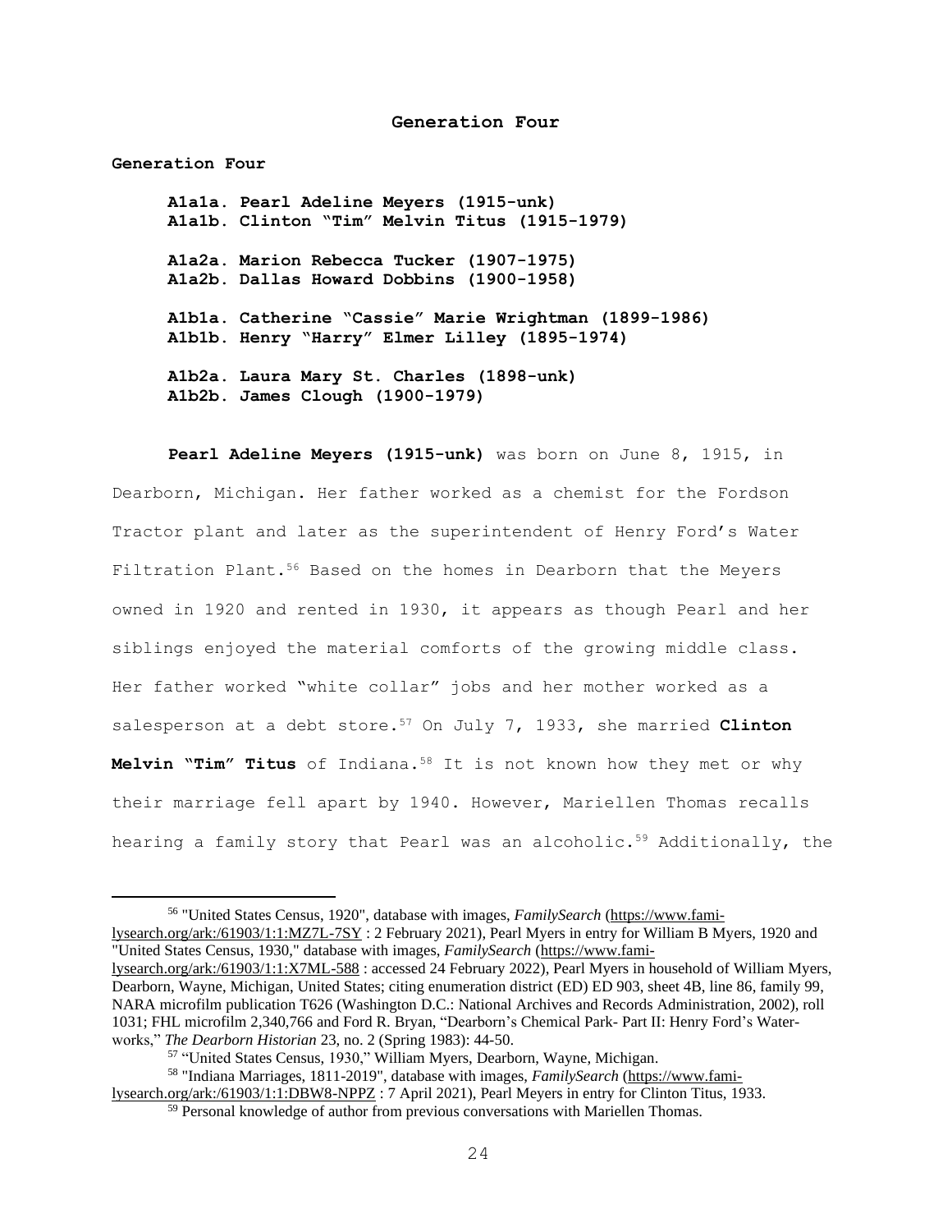# Generation Four

**Generation Four**

**A1a1a. Pearl Adeline Meyers (1915-unk)**
**A1a1b. Clinton "Tim" Melvin Titus (1915-1979)**

**A1a2a. Marion Rebecca Tucker (1907-1975)**
**A1a2b. Dallas Howard Dobbins (1900-1958)**

**A1b1a. Catherine "Cassie" Marie Wrightman (1899-1986)**
**A1b1b. Henry "Harry" Elmer Lilley (1895-1974)**

**A1b2a. Laura Mary St. Charles (1898-unk)**
**A1b2b. James Clough (1900-1979)**

**Pearl Adeline Meyers (1915-unk)** was born on June 8, 1915, in Dearborn, Michigan. Her father worked as a chemist for the Fordson Tractor plant and later as the superintendent of Henry Ford's Water Filtration Plant.[56] Based on the homes in Dearborn that the Meyers owned in 1920 and rented in 1930, it appears as though Pearl and her siblings enjoyed the material comforts of the growing middle class. Her father worked "white collar" jobs and her mother worked as a salesperson at a debt store.[57] On July 7, 1933, she married **Clinton Melvin "Tim" Titus** of Indiana.[58] It is not known how they met or why their marriage fell apart by 1940. However, Mariellen Thomas recalls hearing a family story that Pearl was an alcoholic.[59] Additionally, the

---

[56] "United States Census, 1920", database with images, *FamilySearch* (https://www.familysearch.org/ark:/61903/1:1:MZ7L-7SY : 2 February 2021), Pearl Myers in entry for William B Myers, 1920 and "United States Census, 1930," database with images, *FamilySearch* (https://www.familysearch.org/ark:/61903/1:1:X7ML-588 : accessed 24 February 2022), Pearl Myers in household of William Myers, Dearborn, Wayne, Michigan, United States; citing enumeration district (ED) ED 903, sheet 4B, line 86, family 99, NARA microfilm publication T626 (Washington D.C.: National Archives and Records Administration, 2002), roll 1031; FHL microfilm 2,340,766 and Ford R. Bryan, "Dearborn's Chemical Park- Part II: Henry Ford's Waterworks," *The Dearborn Historian* 23, no. 2 (Spring 1983): 44-50.

[57] "United States Census, 1930," William Myers, Dearborn, Wayne, Michigan.

[58] "Indiana Marriages, 1811-2019", database with images, *FamilySearch* (https://www.familysearch.org/ark:/61903/1:1:DBW8-NPPZ : 7 April 2021), Pearl Meyers in entry for Clinton Titus, 1933.

[59] Personal knowledge of author from previous conversations with Mariellen Thomas.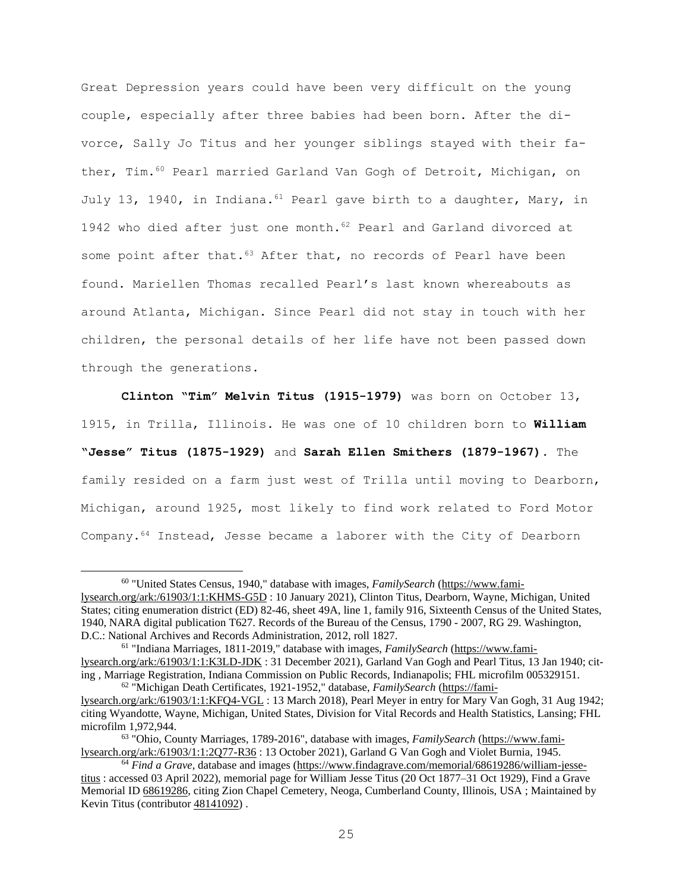Great Depression years could have been very difficult on the young couple, especially after three babies had been born. After the divorce, Sally Jo Titus and her younger siblings stayed with their father, Tim.[60] Pearl married Garland Van Gogh of Detroit, Michigan, on July 13, 1940, in Indiana.[61] Pearl gave birth to a daughter, Mary, in 1942 who died after just one month.[62] Pearl and Garland divorced at some point after that.[63] After that, no records of Pearl have been found. Mariellen Thomas recalled Pearl's last known whereabouts as around Atlanta, Michigan. Since Pearl did not stay in touch with her children, the personal details of her life have not been passed down through the generations.

**Clinton "Tim" Melvin Titus (1915-1979)** was born on October 13, 1915, in Trilla, Illinois. He was one of 10 children born to **William "Jesse" Titus (1875-1929)** and **Sarah Ellen Smithers (1879-1967).** The family resided on a farm just west of Trilla until moving to Dearborn, Michigan, around 1925, most likely to find work related to Ford Motor Company.[64] Instead, Jesse became a laborer with the City of Dearborn

---

[60] "United States Census, 1940," database with images, *FamilySearch* (https://www.familysearch.org/ark:/61903/1:1:KHMS-G5D : 10 January 2021), Clinton Titus, Dearborn, Wayne, Michigan, United States; citing enumeration district (ED) 82-46, sheet 49A, line 1, family 916, Sixteenth Census of the United States, 1940, NARA digital publication T627. Records of the Bureau of the Census, 1790 - 2007, RG 29. Washington, D.C.: National Archives and Records Administration, 2012, roll 1827.

[61] "Indiana Marriages, 1811-2019," database with images, *FamilySearch* (https://www.familysearch.org/ark:/61903/1:1:K3LD-JDK : 31 December 2021), Garland Van Gogh and Pearl Titus, 13 Jan 1940; citing , Marriage Registration, Indiana Commission on Public Records, Indianapolis; FHL microfilm 005329151.

[62] "Michigan Death Certificates, 1921-1952," database, *FamilySearch* (https://familysearch.org/ark:/61903/1:1:KFQ4-VGL : 13 March 2018), Pearl Meyer in entry for Mary Van Gogh, 31 Aug 1942; citing Wyandotte, Wayne, Michigan, United States, Division for Vital Records and Health Statistics, Lansing; FHL microfilm 1,972,944.

[63] "Ohio, County Marriages, 1789-2016", database with images, *FamilySearch* (https://www.familysearch.org/ark:/61903/1:1:2Q77-R36 : 13 October 2021), Garland G Van Gogh and Violet Burnia, 1945.

[64] *Find a Grave*, database and images (https://www.findagrave.com/memorial/68619286/william-jesse-titus : accessed 03 April 2022), memorial page for William Jesse Titus (20 Oct 1877–31 Oct 1929), Find a Grave Memorial ID 68619286, citing Zion Chapel Cemetery, Neoga, Cumberland County, Illinois, USA ; Maintained by Kevin Titus (contributor 48141092) .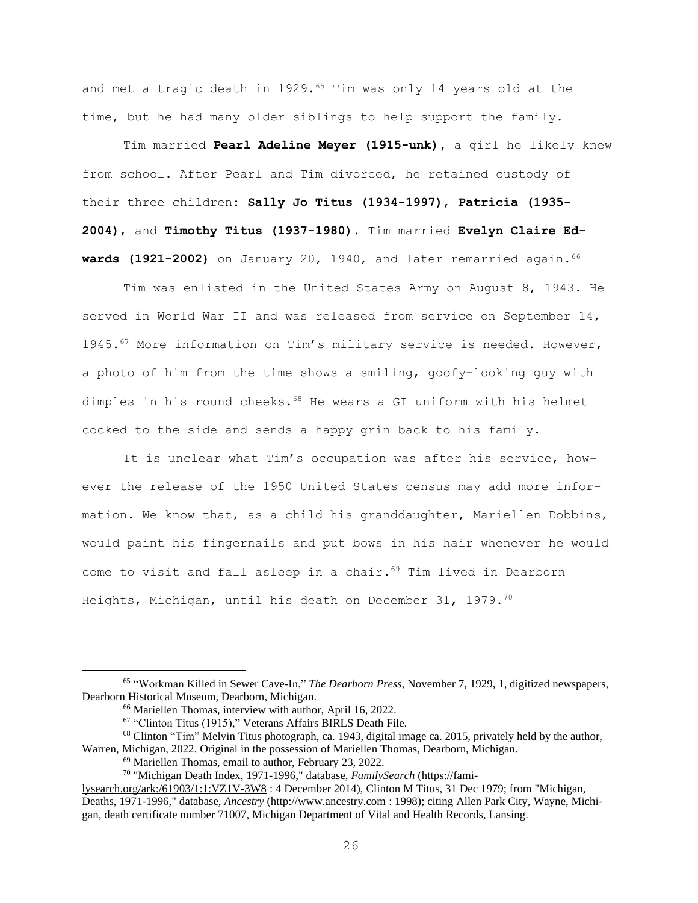and met a tragic death in 1929.[65] Tim was only 14 years old at the time, but he had many older siblings to help support the family.

Tim married **Pearl Adeline Meyer (1915-unk)**, a girl he likely knew from school. After Pearl and Tim divorced, he retained custody of their three children: **Sally Jo Titus (1934-1997)**, **Patricia (1935-2004)**, and **Timothy Titus (1937-1980)**. Tim married **Evelyn Claire Edwards (1921-2002)** on January 20, 1940, and later remarried again.[66]

Tim was enlisted in the United States Army on August 8, 1943. He served in World War II and was released from service on September 14, 1945.[67] More information on Tim's military service is needed. However, a photo of him from the time shows a smiling, goofy-looking guy with dimples in his round cheeks.[68] He wears a GI uniform with his helmet cocked to the side and sends a happy grin back to his family.

It is unclear what Tim's occupation was after his service, however the release of the 1950 United States census may add more information. We know that, as a child his granddaughter, Mariellen Dobbins, would paint his fingernails and put bows in his hair whenever he would come to visit and fall asleep in a chair.[69] Tim lived in Dearborn Heights, Michigan, until his death on December 31, 1979.[70]

---

[65] "Workman Killed in Sewer Cave-In," *The Dearborn Press*, November 7, 1929, 1, digitized newspapers, Dearborn Historical Museum, Dearborn, Michigan.

[66] Mariellen Thomas, interview with author, April 16, 2022.

[67] "Clinton Titus (1915)," Veterans Affairs BIRLS Death File.

[68] Clinton "Tim" Melvin Titus photograph, ca. 1943, digital image ca. 2015, privately held by the author, Warren, Michigan, 2022. Original in the possession of Mariellen Thomas, Dearborn, Michigan.

[69] Mariellen Thomas, email to author, February 23, 2022.

[70] "Michigan Death Index, 1971-1996," database, *FamilySearch* (https://familysearch.org/ark:/61903/1:1:VZ1V-3W8 : 4 December 2014), Clinton M Titus, 31 Dec 1979; from "Michigan, Deaths, 1971-1996," database, *Ancestry* (http://www.ancestry.com : 1998); citing Allen Park City, Wayne, Michigan, death certificate number 71007, Michigan Department of Vital and Health Records, Lansing.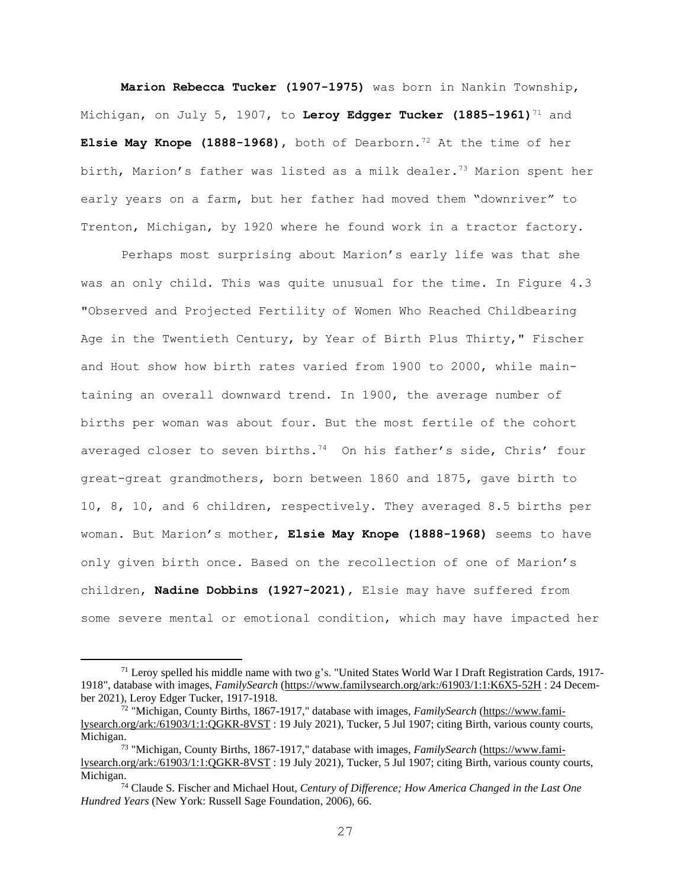**Marion Rebecca Tucker (1907-1975)** was born in Nankin Township, Michigan, on July 5, 1907, to **Leroy Edgger Tucker (1885-1961)**[71] and **Elsie May Knope (1888-1968)**, both of Dearborn.[72] At the time of her birth, Marion's father was listed as a milk dealer.[73] Marion spent her early years on a farm, but her father had moved them "downriver" to Trenton, Michigan, by 1920 where he found work in a tractor factory.

Perhaps most surprising about Marion's early life was that she was an only child. This was quite unusual for the time. In Figure 4.3 "Observed and Projected Fertility of Women Who Reached Childbearing Age in the Twentieth Century, by Year of Birth Plus Thirty," Fischer and Hout show how birth rates varied from 1900 to 2000, while maintaining an overall downward trend. In 1900, the average number of births per woman was about four. But the most fertile of the cohort averaged closer to seven births.[74] On his father's side, Chris' four great-great grandmothers, born between 1860 and 1875, gave birth to 10, 8, 10, and 6 children, respectively. They averaged 8.5 births per woman. But Marion's mother, **Elsie May Knope (1888-1968)** seems to have only given birth once. Based on the recollection of one of Marion's children, **Nadine Dobbins (1927-2021)**, Elsie may have suffered from some severe mental or emotional condition, which may have impacted her

---

[71] Leroy spelled his middle name with two g's. "United States World War I Draft Registration Cards, 1917-1918", database with images, *FamilySearch* (https://www.familysearch.org/ark:/61903/1:1:K6X5-52H : 24 December 2021), Leroy Edger Tucker, 1917-1918.

[72] "Michigan, County Births, 1867-1917," database with images, *FamilySearch* (https://www.familysearch.org/ark:/61903/1:1:QGKR-8VST : 19 July 2021), Tucker, 5 Jul 1907; citing Birth, various county courts, Michigan.

[73] "Michigan, County Births, 1867-1917," database with images, *FamilySearch* (https://www.familysearch.org/ark:/61903/1:1:QGKR-8VST : 19 July 2021), Tucker, 5 Jul 1907; citing Birth, various county courts, Michigan.

[74] Claude S. Fischer and Michael Hout, *Century of Difference; How America Changed in the Last One Hundred Years* (New York: Russell Sage Foundation, 2006), 66.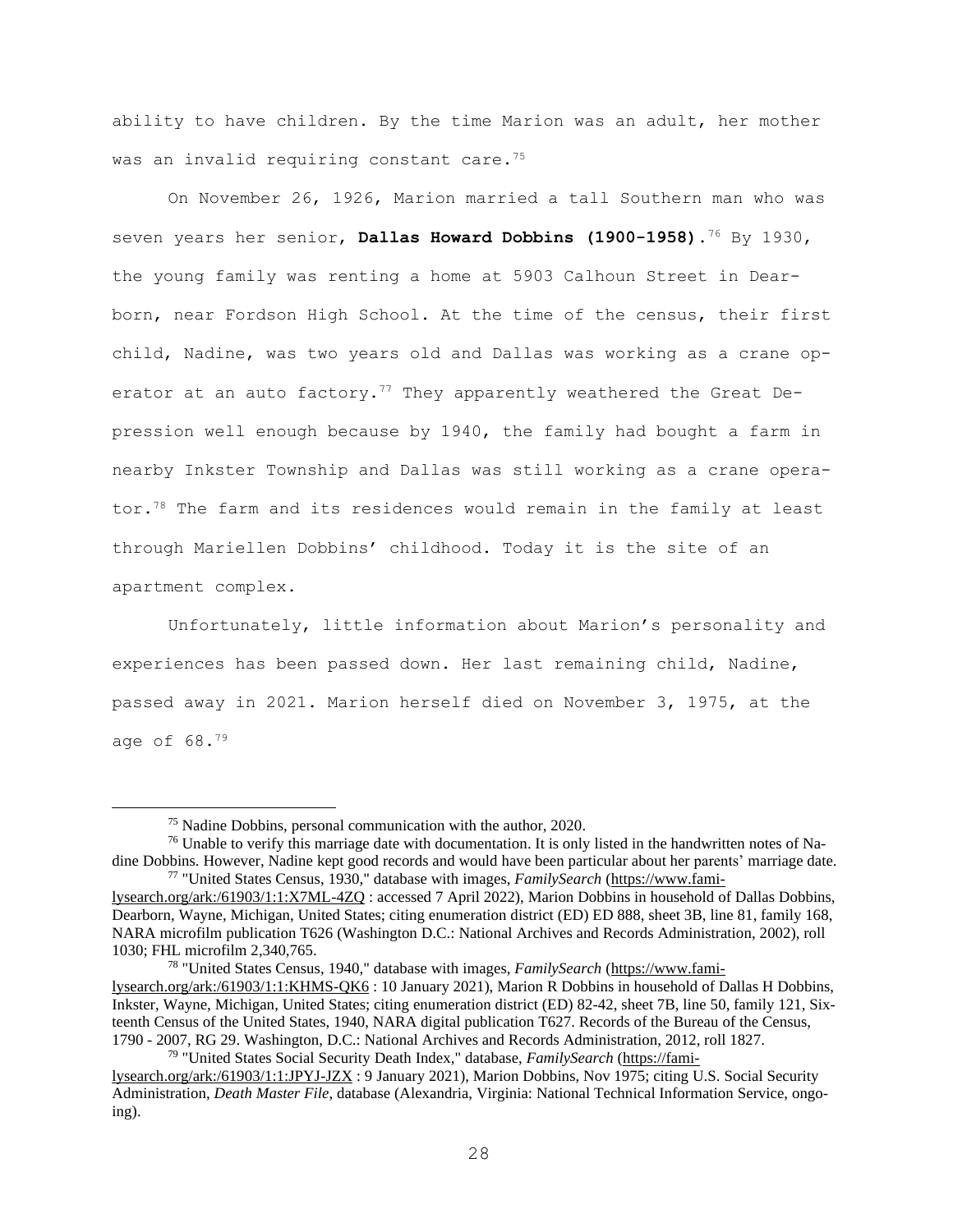ability to have children. By the time Marion was an adult, her mother was an invalid requiring constant care.[75]

On November 26, 1926, Marion married a tall Southern man who was seven years her senior, **Dallas Howard Dobbins (1900-1958)**.[76] By 1930, the young family was renting a home at 5903 Calhoun Street in Dearborn, near Fordson High School. At the time of the census, their first child, Nadine, was two years old and Dallas was working as a crane operator at an auto factory.[77] They apparently weathered the Great Depression well enough because by 1940, the family had bought a farm in nearby Inkster Township and Dallas was still working as a crane operator.[78] The farm and its residences would remain in the family at least through Mariellen Dobbins' childhood. Today it is the site of an apartment complex.

Unfortunately, little information about Marion's personality and experiences has been passed down. Her last remaining child, Nadine, passed away in 2021. Marion herself died on November 3, 1975, at the age of 68.[79]

---

[75] Nadine Dobbins, personal communication with the author, 2020.

[76] Unable to verify this marriage date with documentation. It is only listed in the handwritten notes of Nadine Dobbins. However, Nadine kept good records and would have been particular about her parents' marriage date.

[77] "United States Census, 1930," database with images, *FamilySearch* (https://www.familysearch.org/ark:/61903/1:1:X7ML-4ZQ : accessed 7 April 2022), Marion Dobbins in household of Dallas Dobbins, Dearborn, Wayne, Michigan, United States; citing enumeration district (ED) ED 888, sheet 3B, line 81, family 168, NARA microfilm publication T626 (Washington D.C.: National Archives and Records Administration, 2002), roll 1030; FHL microfilm 2,340,765.

[78] "United States Census, 1940," database with images, *FamilySearch* (https://www.familysearch.org/ark:/61903/1:1:KHMS-QK6 : 10 January 2021), Marion R Dobbins in household of Dallas H Dobbins, Inkster, Wayne, Michigan, United States; citing enumeration district (ED) 82-42, sheet 7B, line 50, family 121, Sixteenth Census of the United States, 1940, NARA digital publication T627. Records of the Bureau of the Census, 1790 - 2007, RG 29. Washington, D.C.: National Archives and Records Administration, 2012, roll 1827.

[79] "United States Social Security Death Index," database, *FamilySearch* (https://familysearch.org/ark:/61903/1:1:JPYJ-JZX : 9 January 2021), Marion Dobbins, Nov 1975; citing U.S. Social Security Administration, *Death Master File*, database (Alexandria, Virginia: National Technical Information Service, ongoing).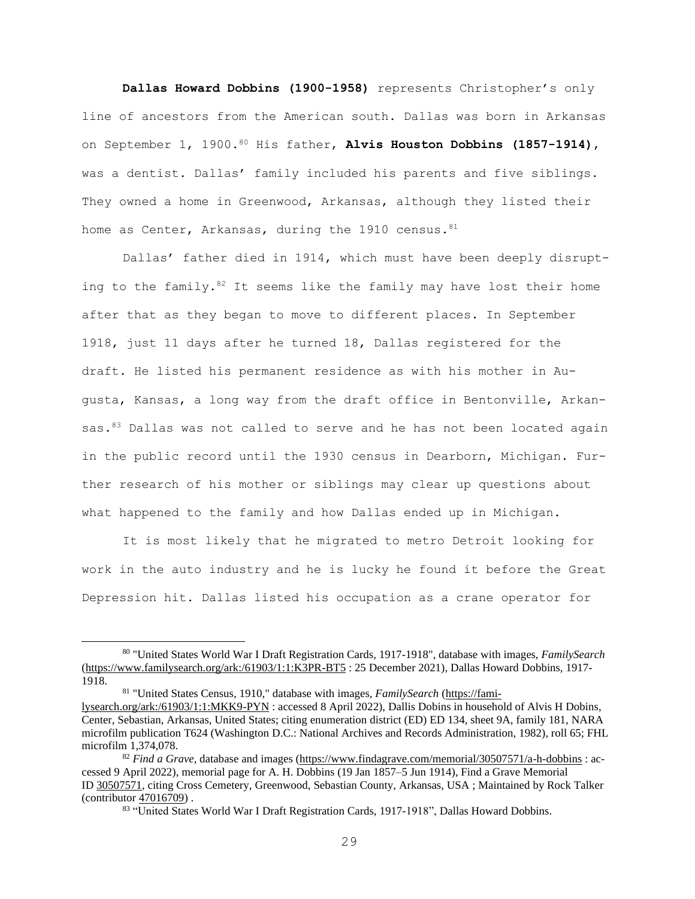**Dallas Howard Dobbins (1900-1958)** represents Christopher's only line of ancestors from the American south. Dallas was born in Arkansas on September 1, 1900.[80] His father, **Alvis Houston Dobbins (1857-1914)**, was a dentist. Dallas' family included his parents and five siblings. They owned a home in Greenwood, Arkansas, although they listed their home as Center, Arkansas, during the 1910 census.[81]

Dallas' father died in 1914, which must have been deeply disrupting to the family.[82] It seems like the family may have lost their home after that as they began to move to different places. In September 1918, just 11 days after he turned 18, Dallas registered for the draft. He listed his permanent residence as with his mother in Augusta, Kansas, a long way from the draft office in Bentonville, Arkansas.[83] Dallas was not called to serve and he has not been located again in the public record until the 1930 census in Dearborn, Michigan. Further research of his mother or siblings may clear up questions about what happened to the family and how Dallas ended up in Michigan.

It is most likely that he migrated to metro Detroit looking for work in the auto industry and he is lucky he found it before the Great Depression hit. Dallas listed his occupation as a crane operator for

---

[80] "United States World War I Draft Registration Cards, 1917-1918", database with images, *FamilySearch* (https://www.familysearch.org/ark:/61903/1:1:K3PR-BT5 : 25 December 2021), Dallas Howard Dobbins, 1917-1918.

[81] "United States Census, 1910," database with images, *FamilySearch* (https://familysearch.org/ark:/61903/1:1:MKK9-PYN : accessed 8 April 2022), Dallis Dobins in household of Alvis H Dobins, Center, Sebastian, Arkansas, United States; citing enumeration district (ED) ED 134, sheet 9A, family 181, NARA microfilm publication T624 (Washington D.C.: National Archives and Records Administration, 1982), roll 65; FHL microfilm 1,374,078.

[82] *Find a Grave*, database and images (https://www.findagrave.com/memorial/30507571/a-h-dobbins : accessed 9 April 2022), memorial page for A. H. Dobbins (19 Jan 1857–5 Jun 1914), Find a Grave Memorial ID 30507571, citing Cross Cemetery, Greenwood, Sebastian County, Arkansas, USA ; Maintained by Rock Talker (contributor 47016709) .

[83] "United States World War I Draft Registration Cards, 1917-1918", Dallas Howard Dobbins.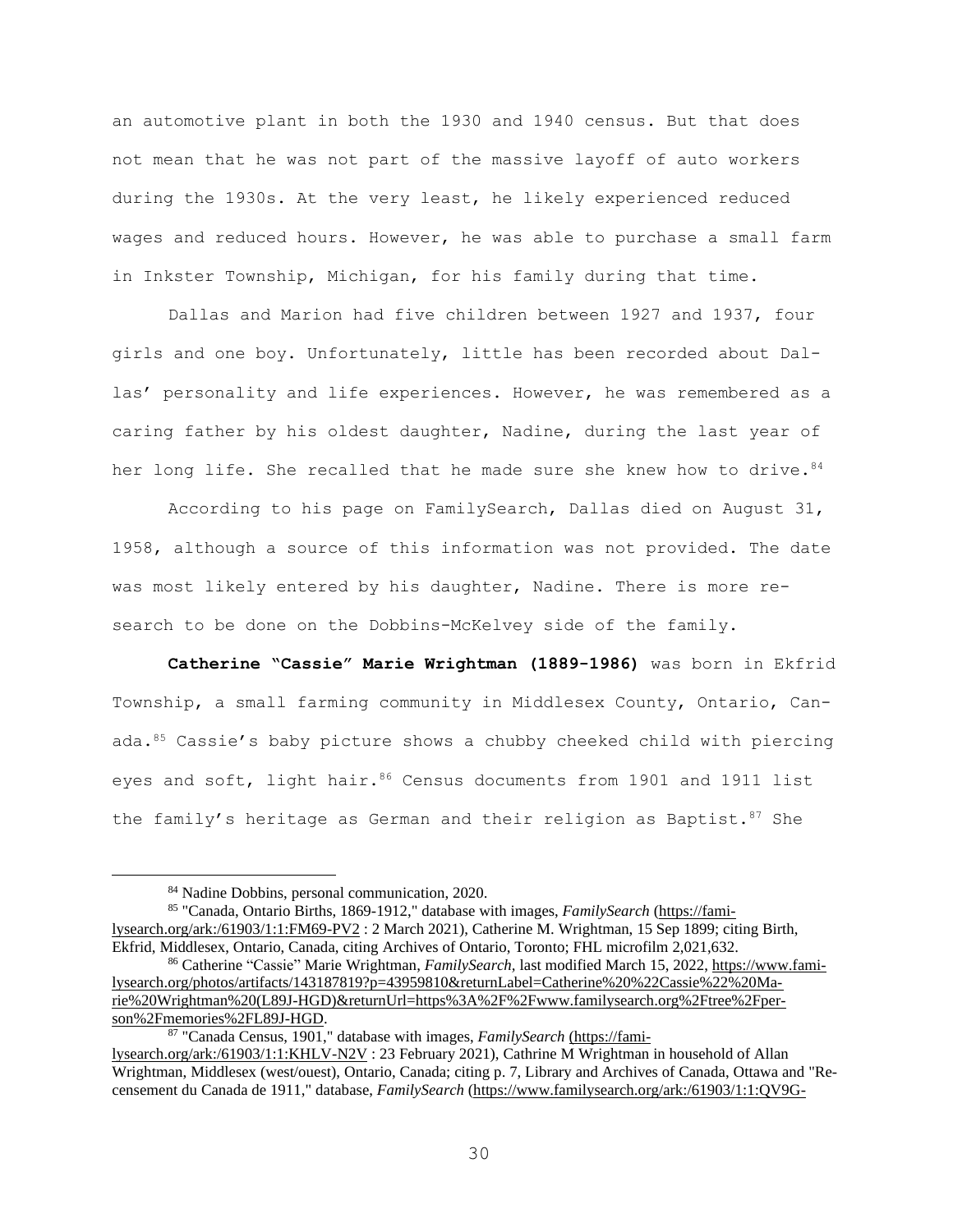an automotive plant in both the 1930 and 1940 census. But that does not mean that he was not part of the massive layoff of auto workers during the 1930s. At the very least, he likely experienced reduced wages and reduced hours. However, he was able to purchase a small farm in Inkster Township, Michigan, for his family during that time.

Dallas and Marion had five children between 1927 and 1937, four girls and one boy. Unfortunately, little has been recorded about Dallas' personality and life experiences. However, he was remembered as a caring father by his oldest daughter, Nadine, during the last year of her long life. She recalled that he made sure she knew how to drive.[84]

According to his page on FamilySearch, Dallas died on August 31, 1958, although a source of this information was not provided. The date was most likely entered by his daughter, Nadine. There is more research to be done on the Dobbins-McKelvey side of the family.

**Catherine "Cassie" Marie Wrightman (1889-1986)** was born in Ekfrid Township, a small farming community in Middlesex County, Ontario, Canada.[85] Cassie's baby picture shows a chubby cheeked child with piercing eyes and soft, light hair.[86] Census documents from 1901 and 1911 list the family's heritage as German and their religion as Baptist.[87] She

---

[84] Nadine Dobbins, personal communication, 2020.

[85] "Canada, Ontario Births, 1869-1912," database with images, *FamilySearch* (https://familysearch.org/ark:/61903/1:1:FM69-PV2 : 2 March 2021), Catherine M. Wrightman, 15 Sep 1899; citing Birth, Ekfrid, Middlesex, Ontario, Canada, citing Archives of Ontario, Toronto; FHL microfilm 2,021,632.

[86] Catherine "Cassie" Marie Wrightman, *FamilySearch*, last modified March 15, 2022, https://www.familysearch.org/photos/artifacts/143187819?p=43959810&returnLabel=Catherine%20%22Cassie%22%20Marie%20Wrightman%20(L89J-HGD)&returnUrl=https%3A%2F%2Fwww.familysearch.org%2Ftree%2Fperson%2Fmemories%2FL89J-HGD.

[87] "Canada Census, 1901," database with images, *FamilySearch* (https://familysearch.org/ark:/61903/1:1:KHLV-N2V : 23 February 2021), Cathrine M Wrightman in household of Allan Wrightman, Middlesex (west/ouest), Ontario, Canada; citing p. 7, Library and Archives of Canada, Ottawa and "Recensement du Canada de 1911," database, *FamilySearch* (https://www.familysearch.org/ark:/61903/1:1:QV9G-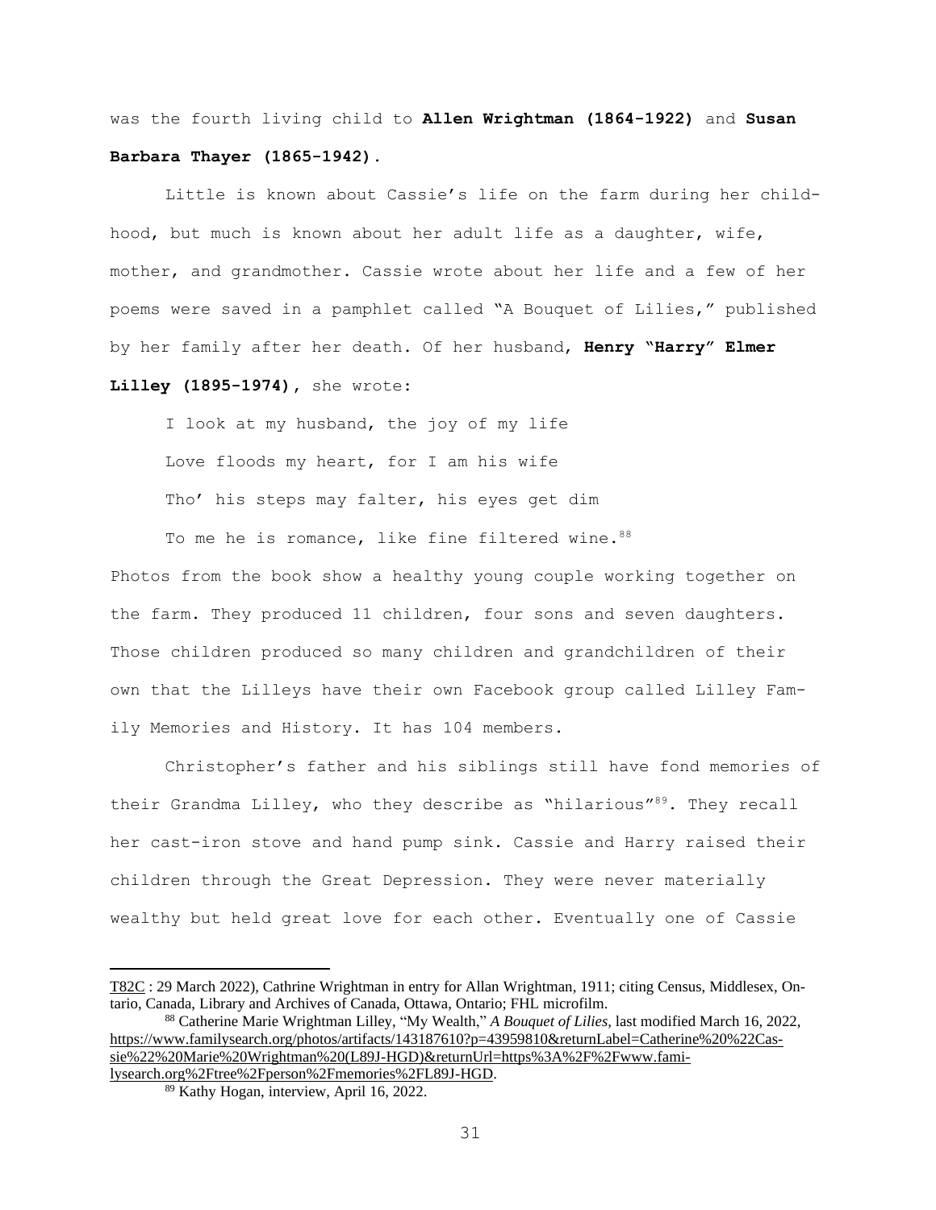was the fourth living child to **Allen Wrightman (1864-1922)** and **Susan Barbara Thayer (1865-1942).**

Little is known about Cassie's life on the farm during her childhood, but much is known about her adult life as a daughter, wife, mother, and grandmother. Cassie wrote about her life and a few of her poems were saved in a pamphlet called "A Bouquet of Lilies," published by her family after her death. Of her husband, **Henry "Harry" Elmer Lilley (1895-1974)**, she wrote:

> I look at my husband, the joy of my life
>
> Love floods my heart, for I am his wife
>
> Tho' his steps may falter, his eyes get dim
>
> To me he is romance, like fine filtered wine.[88]

Photos from the book show a healthy young couple working together on the farm. They produced 11 children, four sons and seven daughters. Those children produced so many children and grandchildren of their own that the Lilleys have their own Facebook group called Lilley Family Memories and History. It has 104 members.

Christopher's father and his siblings still have fond memories of their Grandma Lilley, who they describe as "hilarious"[89]. They recall her cast-iron stove and hand pump sink. Cassie and Harry raised their children through the Great Depression. They were never materially wealthy but held great love for each other. Eventually one of Cassie

---

T82C : 29 March 2022), Cathrine Wrightman in entry for Allan Wrightman, 1911; citing Census, Middlesex, Ontario, Canada, Library and Archives of Canada, Ottawa, Ontario; FHL microfilm.

[88] Catherine Marie Wrightman Lilley, "My Wealth," *A Bouquet of Lilies*, last modified March 16, 2022, https://www.familysearch.org/photos/artifacts/143187610?p=43959810&returnLabel=Catherine%20%22Cassie%22%20Marie%20Wrightman%20(L89J-HGD)&returnUrl=https%3A%2F%2Fwww.familysearch.org%2Ftree%2Fperson%2Fmemories%2FL89J-HGD.

[89] Kathy Hogan, interview, April 16, 2022.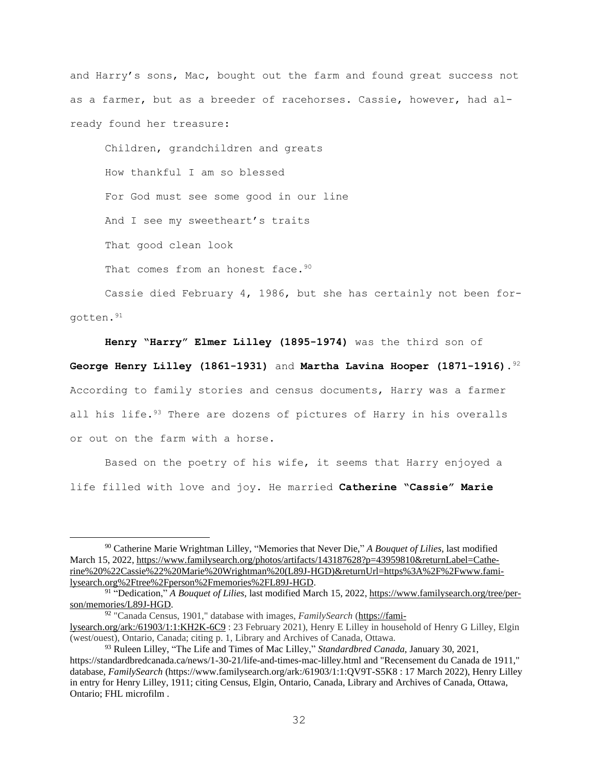and Harry's sons, Mac, bought out the farm and found great success not as a farmer, but as a breeder of racehorses. Cassie, however, had already found her treasure:

> Children, grandchildren and greats
>
> How thankful I am so blessed
>
> For God must see some good in our line
>
> And I see my sweetheart's traits
>
> That good clean look
>
> That comes from an honest face.[90]

Cassie died February 4, 1986, but she has certainly not been forgotten.[91]

**Henry "Harry" Elmer Lilley (1895-1974)** was the third son of **George Henry Lilley (1861-1931)** and **Martha Lavina Hooper (1871-1916)**.[92] According to family stories and census documents, Harry was a farmer all his life.[93] There are dozens of pictures of Harry in his overalls or out on the farm with a horse.

Based on the poetry of his wife, it seems that Harry enjoyed a life filled with love and joy. He married **Catherine "Cassie" Marie**

---

[90] Catherine Marie Wrightman Lilley, "Memories that Never Die," *A Bouquet of Lilies*, last modified March 15, 2022, https://www.familysearch.org/photos/artifacts/143187628?p=43959810&returnLabel=Catherine%20%22Cassie%22%20Marie%20Wrightman%20(L89J-HGD)&returnUrl=https%3A%2F%2Fwww.familysearch.org%2Ftree%2Fperson%2Fmemories%2FL89J-HGD.

[91] "Dedication," *A Bouquet of Lilies*, last modified March 15, 2022, https://www.familysearch.org/tree/person/memories/L89J-HGD.

[92] "Canada Census, 1901," database with images, *FamilySearch* (https://familysearch.org/ark:/61903/1:1:KH2K-6C9 : 23 February 2021), Henry E Lilley in household of Henry G Lilley, Elgin (west/ouest), Ontario, Canada; citing p. 1, Library and Archives of Canada, Ottawa.

[93] Ruleen Lilley, "The Life and Times of Mac Lilley," *Standardbred Canada*, January 30, 2021, https://standardbredcanada.ca/news/1-30-21/life-and-times-mac-lilley.html and "Recensement du Canada de 1911," database, *FamilySearch* (https://www.familysearch.org/ark:/61903/1:1:QV9T-S5K8 : 17 March 2022), Henry Lilley in entry for Henry Lilley, 1911; citing Census, Elgin, Ontario, Canada, Library and Archives of Canada, Ottawa, Ontario; FHL microfilm .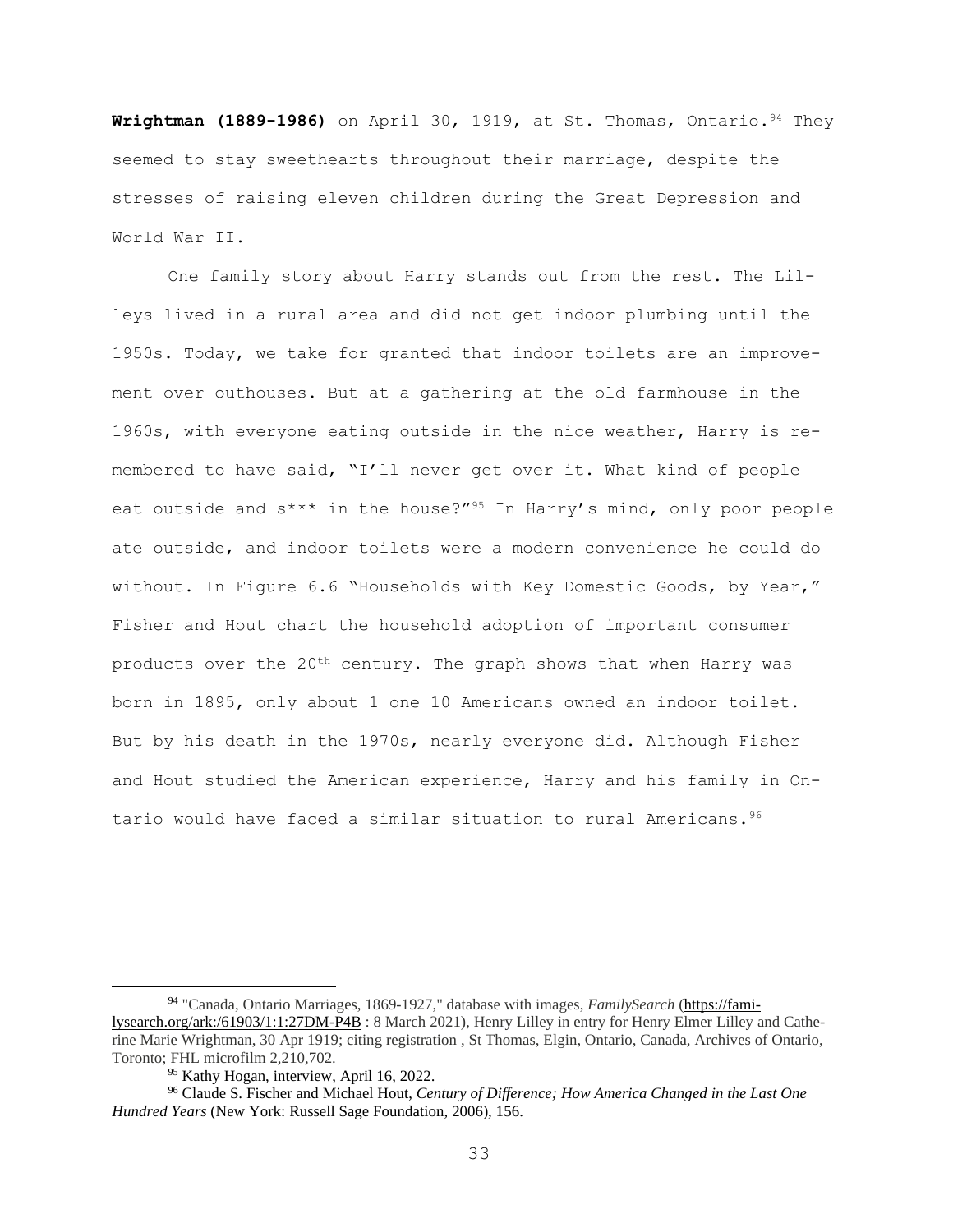**Wrightman (1889-1986)** on April 30, 1919, at St. Thomas, Ontario.[94] They seemed to stay sweethearts throughout their marriage, despite the stresses of raising eleven children during the Great Depression and World War II.

One family story about Harry stands out from the rest. The Lilleys lived in a rural area and did not get indoor plumbing until the 1950s. Today, we take for granted that indoor toilets are an improvement over outhouses. But at a gathering at the old farmhouse in the 1960s, with everyone eating outside in the nice weather, Harry is remembered to have said, "I'll never get over it. What kind of people eat outside and s*** in the house?"[95] In Harry's mind, only poor people ate outside, and indoor toilets were a modern convenience he could do without. In Figure 6.6 "Households with Key Domestic Goods, by Year," Fisher and Hout chart the household adoption of important consumer products over the 20th century. The graph shows that when Harry was born in 1895, only about 1 one 10 Americans owned an indoor toilet. But by his death in the 1970s, nearly everyone did. Although Fisher and Hout studied the American experience, Harry and his family in Ontario would have faced a similar situation to rural Americans.[96]

---

[94] "Canada, Ontario Marriages, 1869-1927," database with images, *FamilySearch* (https://familysearch.org/ark:/61903/1:1:27DM-P4B : 8 March 2021), Henry Lilley in entry for Henry Elmer Lilley and Catherine Marie Wrightman, 30 Apr 1919; citing registration , St Thomas, Elgin, Ontario, Canada, Archives of Ontario, Toronto; FHL microfilm 2,210,702.

[95] Kathy Hogan, interview, April 16, 2022.

[96] Claude S. Fischer and Michael Hout, *Century of Difference; How America Changed in the Last One Hundred Years* (New York: Russell Sage Foundation, 2006), 156.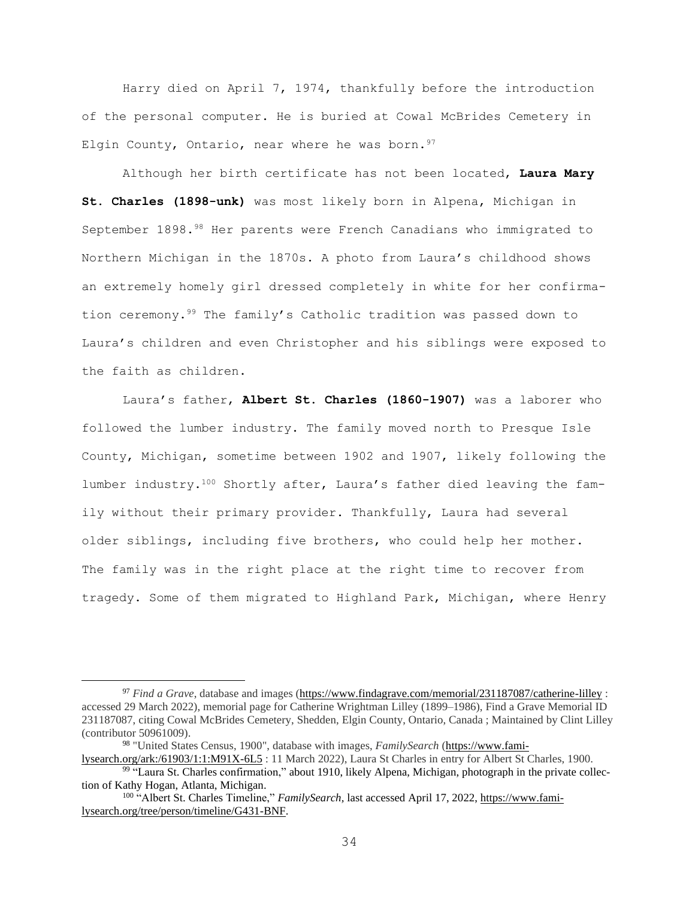Harry died on April 7, 1974, thankfully before the introduction of the personal computer. He is buried at Cowal McBrides Cemetery in Elgin County, Ontario, near where he was born.[97]

Although her birth certificate has not been located, **Laura Mary St. Charles (1898-unk)** was most likely born in Alpena, Michigan in September 1898.[98] Her parents were French Canadians who immigrated to Northern Michigan in the 1870s. A photo from Laura's childhood shows an extremely homely girl dressed completely in white for her confirmation ceremony.[99] The family's Catholic tradition was passed down to Laura's children and even Christopher and his siblings were exposed to the faith as children.

Laura's father, **Albert St. Charles (1860-1907)** was a laborer who followed the lumber industry. The family moved north to Presque Isle County, Michigan, sometime between 1902 and 1907, likely following the lumber industry.[100] Shortly after, Laura's father died leaving the family without their primary provider. Thankfully, Laura had several older siblings, including five brothers, who could help her mother. The family was in the right place at the right time to recover from tragedy. Some of them migrated to Highland Park, Michigan, where Henry

---

[97] *Find a Grave*, database and images (https://www.findagrave.com/memorial/231187087/catherine-lilley : accessed 29 March 2022), memorial page for Catherine Wrightman Lilley (1899–1986), Find a Grave Memorial ID 231187087, citing Cowal McBrides Cemetery, Shedden, Elgin County, Ontario, Canada ; Maintained by Clint Lilley (contributor 50961009).

[98] "United States Census, 1900", database with images, *FamilySearch* (https://www.familysearch.org/ark:/61903/1:1:M91X-6L5 : 11 March 2022), Laura St Charles in entry for Albert St Charles, 1900.

[99] "Laura St. Charles confirmation," about 1910, likely Alpena, Michigan, photograph in the private collection of Kathy Hogan, Atlanta, Michigan.

[100] "Albert St. Charles Timeline," *FamilySearch*, last accessed April 17, 2022, https://www.familysearch.org/tree/person/timeline/G431-BNF.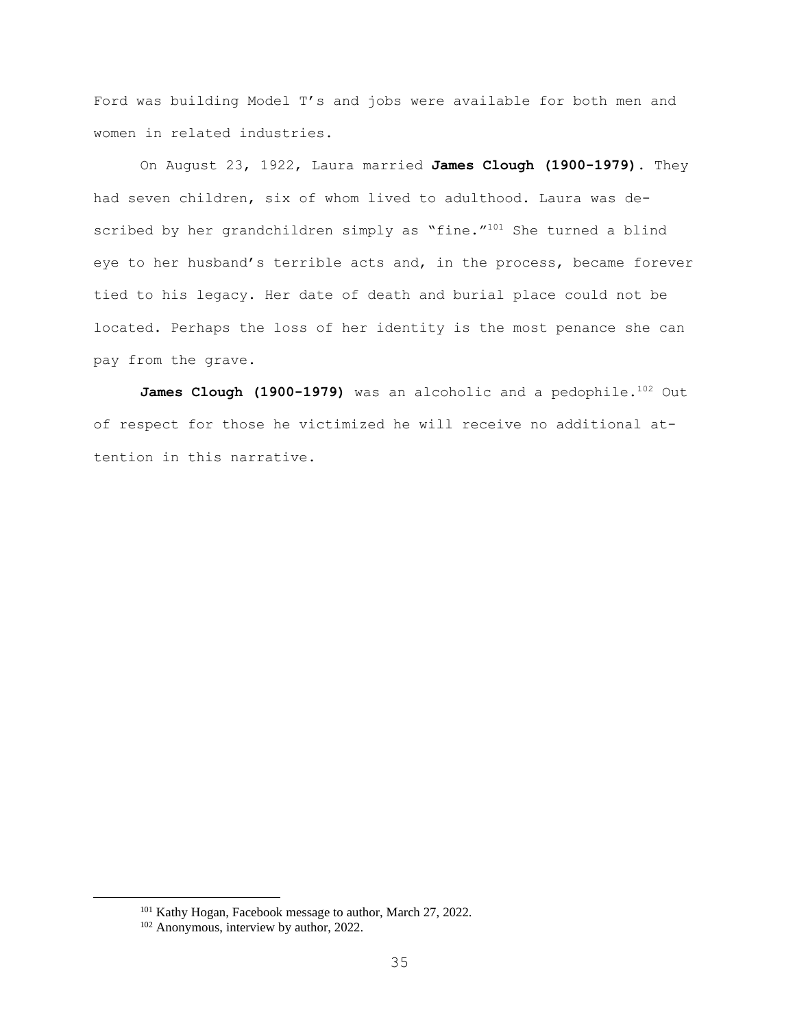Ford was building Model T's and jobs were available for both men and women in related industries.

On August 23, 1922, Laura married **James Clough (1900-1979).** They had seven children, six of whom lived to adulthood. Laura was described by her grandchildren simply as "fine."[101] She turned a blind eye to her husband's terrible acts and, in the process, became forever tied to his legacy. Her date of death and burial place could not be located. Perhaps the loss of her identity is the most penance she can pay from the grave.

**James Clough (1900-1979)** was an alcoholic and a pedophile.[102] Out of respect for those he victimized he will receive no additional attention in this narrative.

---

[101] Kathy Hogan, Facebook message to author, March 27, 2022.

[102] Anonymous, interview by author, 2022.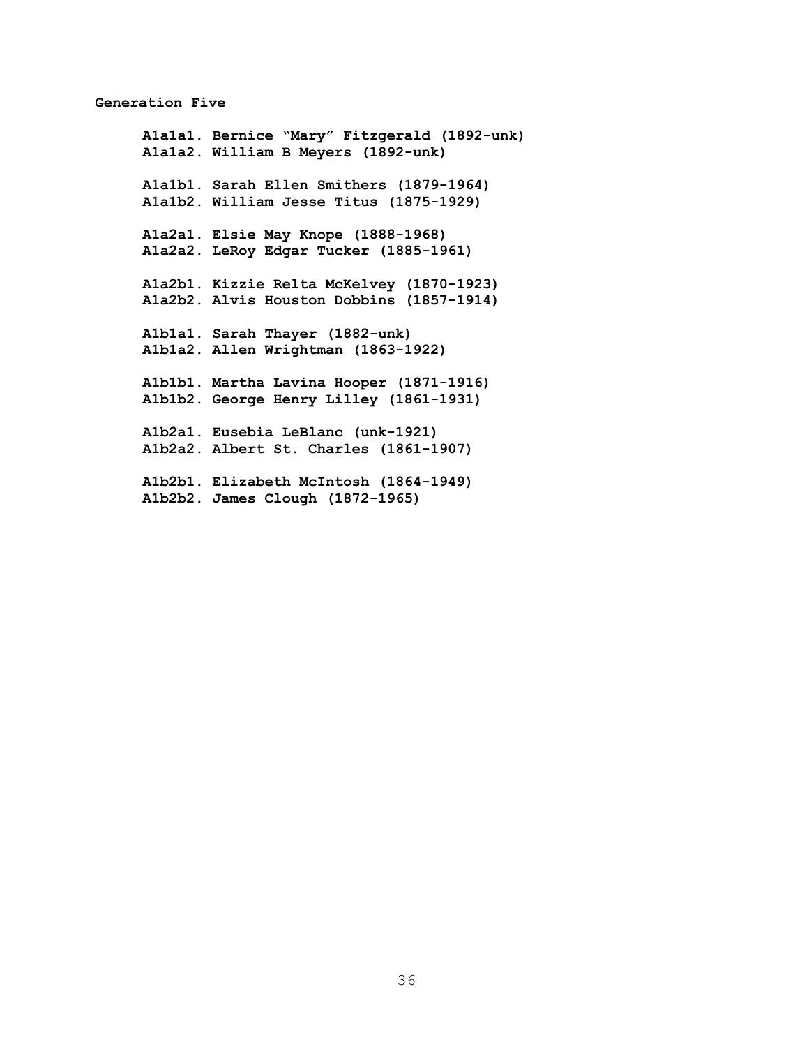**Generation Five**

**A1a1a1. Bernice "Mary" Fitzgerald (1892-unk)**
**A1a1a2. William B Meyers (1892-unk)**

**A1a1b1. Sarah Ellen Smithers (1879-1964)**
**A1a1b2. William Jesse Titus (1875-1929)**

**A1a2a1. Elsie May Knope (1888-1968)**
**A1a2a2. LeRoy Edgar Tucker (1885-1961)**

**A1a2b1. Kizzie Relta McKelvey (1870-1923)**
**A1a2b2. Alvis Houston Dobbins (1857-1914)**

**A1b1a1. Sarah Thayer (1882-unk)**
**A1b1a2. Allen Wrightman (1863-1922)**

**A1b1b1. Martha Lavina Hooper (1871-1916)**
**A1b1b2. George Henry Lilley (1861-1931)**

**A1b2a1. Eusebia LeBlanc (unk-1921)**
**A1b2a2. Albert St. Charles (1861-1907)**

**A1b2b1. Elizabeth McIntosh (1864-1949)**
**A1b2b2. James Clough (1872-1965)**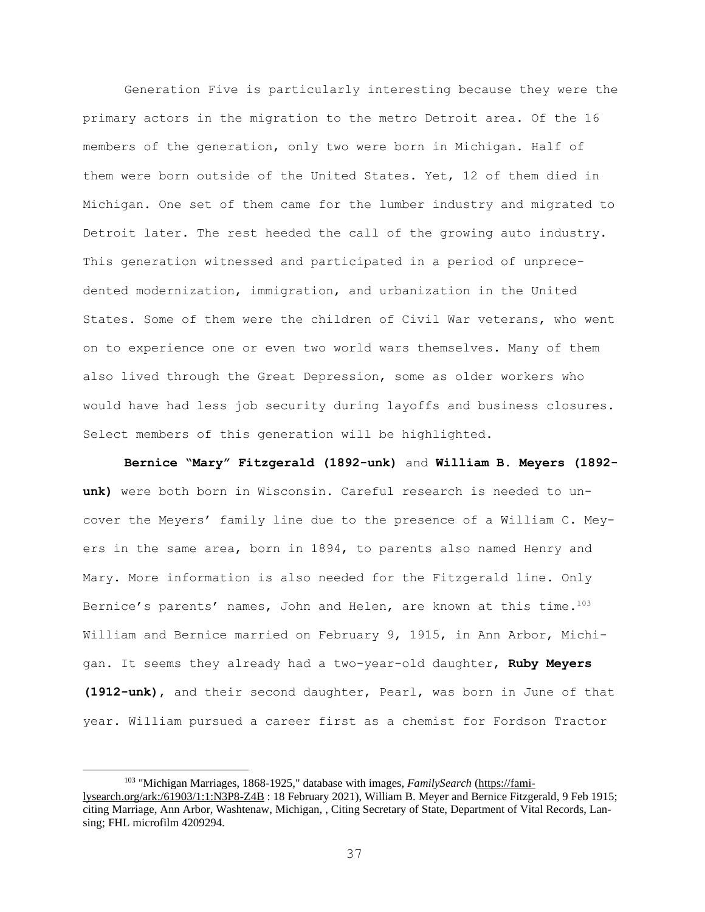Generation Five is particularly interesting because they were the primary actors in the migration to the metro Detroit area. Of the 16 members of the generation, only two were born in Michigan. Half of them were born outside of the United States. Yet, 12 of them died in Michigan. One set of them came for the lumber industry and migrated to Detroit later. The rest heeded the call of the growing auto industry. This generation witnessed and participated in a period of unprecedented modernization, immigration, and urbanization in the United States. Some of them were the children of Civil War veterans, who went on to experience one or even two world wars themselves. Many of them also lived through the Great Depression, some as older workers who would have had less job security during layoffs and business closures. Select members of this generation will be highlighted.

**Bernice "Mary" Fitzgerald (1892-unk)** and **William B. Meyers (1892-unk)** were both born in Wisconsin. Careful research is needed to uncover the Meyers' family line due to the presence of a William C. Meyers in the same area, born in 1894, to parents also named Henry and Mary. More information is also needed for the Fitzgerald line. Only Bernice's parents' names, John and Helen, are known at this time.[103] William and Bernice married on February 9, 1915, in Ann Arbor, Michigan. It seems they already had a two-year-old daughter, **Ruby Meyers (1912-unk)**, and their second daughter, Pearl, was born in June of that year. William pursued a career first as a chemist for Fordson Tractor

---

[103] "Michigan Marriages, 1868-1925," database with images, *FamilySearch* (https://familysearch.org/ark:/61903/1:1:N3P8-Z4B : 18 February 2021), William B. Meyer and Bernice Fitzgerald, 9 Feb 1915; citing Marriage, Ann Arbor, Washtenaw, Michigan, , Citing Secretary of State, Department of Vital Records, Lansing; FHL microfilm 4209294.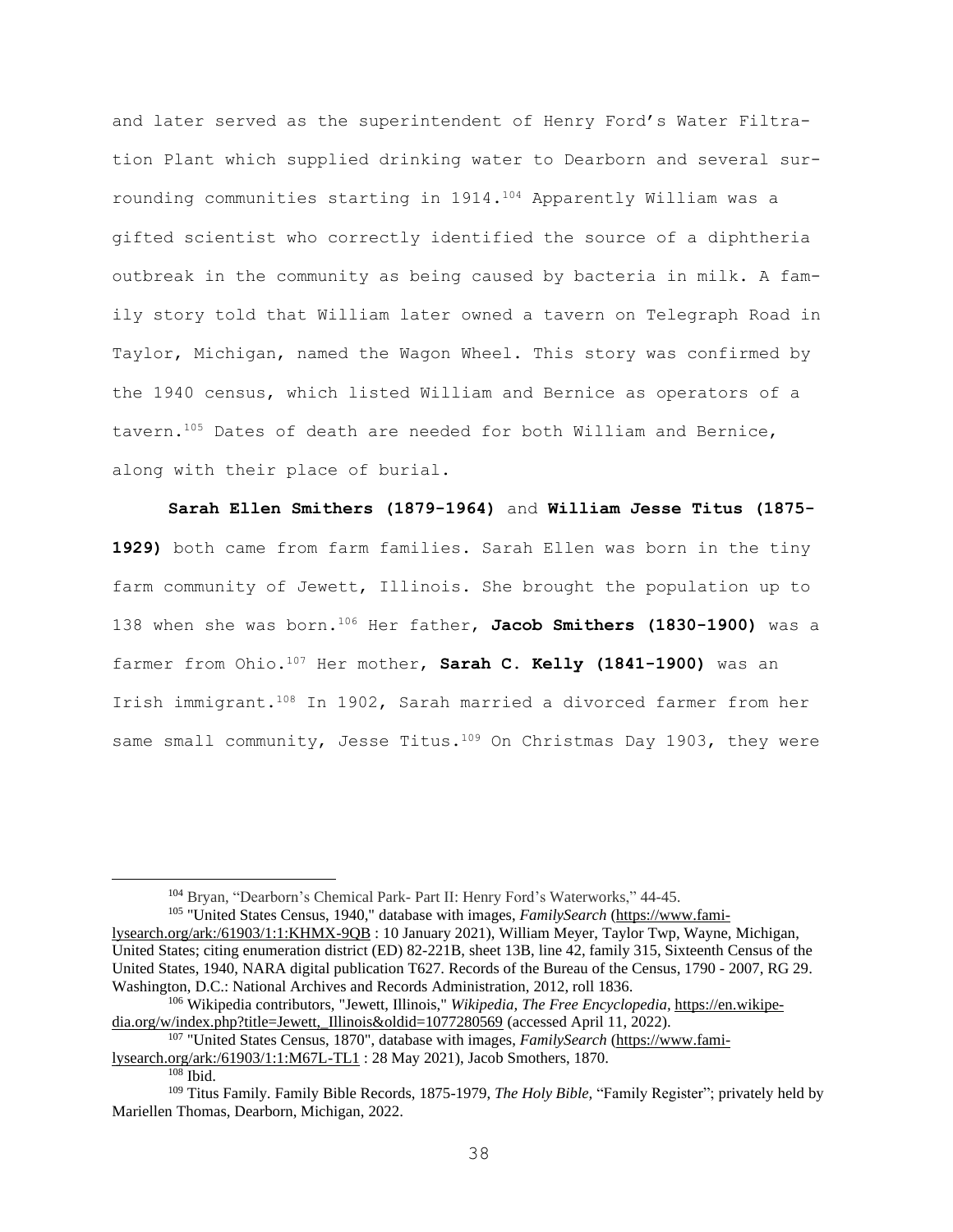and later served as the superintendent of Henry Ford's Water Filtration Plant which supplied drinking water to Dearborn and several surrounding communities starting in 1914.[104] Apparently William was a gifted scientist who correctly identified the source of a diphtheria outbreak in the community as being caused by bacteria in milk. A family story told that William later owned a tavern on Telegraph Road in Taylor, Michigan, named the Wagon Wheel. This story was confirmed by the 1940 census, which listed William and Bernice as operators of a tavern.[105] Dates of death are needed for both William and Bernice, along with their place of burial.

**Sarah Ellen Smithers (1879-1964)** and **William Jesse Titus (1875-1929)** both came from farm families. Sarah Ellen was born in the tiny farm community of Jewett, Illinois. She brought the population up to 138 when she was born.[106] Her father, **Jacob Smithers (1830-1900)** was a farmer from Ohio.[107] Her mother, **Sarah C. Kelly (1841-1900)** was an Irish immigrant.[108] In 1902, Sarah married a divorced farmer from her same small community, Jesse Titus.[109] On Christmas Day 1903, they were

---

[104] Bryan, "Dearborn's Chemical Park- Part II: Henry Ford's Waterworks," 44-45.

[105] "United States Census, 1940," database with images, *FamilySearch* (https://www.familysearch.org/ark:/61903/1:1:KHMX-9QB : 10 January 2021), William Meyer, Taylor Twp, Wayne, Michigan, United States; citing enumeration district (ED) 82-221B, sheet 13B, line 42, family 315, Sixteenth Census of the United States, 1940, NARA digital publication T627. Records of the Bureau of the Census, 1790 - 2007, RG 29. Washington, D.C.: National Archives and Records Administration, 2012, roll 1836.

[106] Wikipedia contributors, "Jewett, Illinois," *Wikipedia, The Free Encyclopedia*, https://en.wikipedia.org/w/index.php?title=Jewett,_Illinois&oldid=1077280569 (accessed April 11, 2022).

[107] "United States Census, 1870", database with images, *FamilySearch* (https://www.familysearch.org/ark:/61903/1:1:M67L-TL1 : 28 May 2021), Jacob Smothers, 1870.

[108] Ibid.

[109] Titus Family. Family Bible Records, 1875-1979, *The Holy Bible,* "Family Register"; privately held by Mariellen Thomas, Dearborn, Michigan, 2022.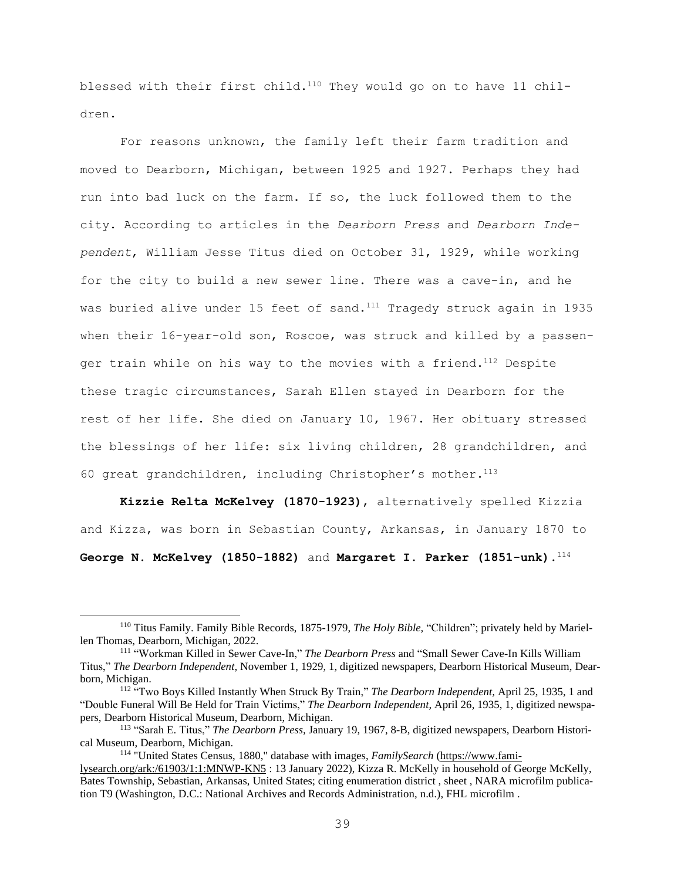blessed with their first child.[110] They would go on to have 11 children.

For reasons unknown, the family left their farm tradition and moved to Dearborn, Michigan, between 1925 and 1927. Perhaps they had run into bad luck on the farm. If so, the luck followed them to the city. According to articles in the *Dearborn Press* and *Dearborn Independent*, William Jesse Titus died on October 31, 1929, while working for the city to build a new sewer line. There was a cave-in, and he was buried alive under 15 feet of sand.[111] Tragedy struck again in 1935 when their 16-year-old son, Roscoe, was struck and killed by a passenger train while on his way to the movies with a friend.[112] Despite these tragic circumstances, Sarah Ellen stayed in Dearborn for the rest of her life. She died on January 10, 1967. Her obituary stressed the blessings of her life: six living children, 28 grandchildren, and 60 great grandchildren, including Christopher's mother.[113]

**Kizzie Relta McKelvey (1870-1923)**, alternatively spelled Kizzia and Kizza, was born in Sebastian County, Arkansas, in January 1870 to **George N. McKelvey (1850-1882)** and **Margaret I. Parker (1851-unk).**[114]

---

[110] Titus Family. Family Bible Records, 1875-1979, *The Holy Bible,* "Children"; privately held by Mariellen Thomas, Dearborn, Michigan, 2022.

[111] "Workman Killed in Sewer Cave-In," *The Dearborn Press* and "Small Sewer Cave-In Kills William Titus," *The Dearborn Independent,* November 1, 1929, 1, digitized newspapers, Dearborn Historical Museum, Dearborn, Michigan.

[112] "Two Boys Killed Instantly When Struck By Train," *The Dearborn Independent,* April 25, 1935, 1 and "Double Funeral Will Be Held for Train Victims," *The Dearborn Independent,* April 26, 1935, 1, digitized newspapers, Dearborn Historical Museum, Dearborn, Michigan.

[113] "Sarah E. Titus," *The Dearborn Press,* January 19, 1967, 8-B, digitized newspapers, Dearborn Historical Museum, Dearborn, Michigan.

[114] "United States Census, 1880," database with images, *FamilySearch* (https://www.familysearch.org/ark:/61903/1:1:MNWP-KN5 : 13 January 2022), Kizza R. McKelly in household of George McKelly, Bates Township, Sebastian, Arkansas, United States; citing enumeration district , sheet , NARA microfilm publication T9 (Washington, D.C.: National Archives and Records Administration, n.d.), FHL microfilm .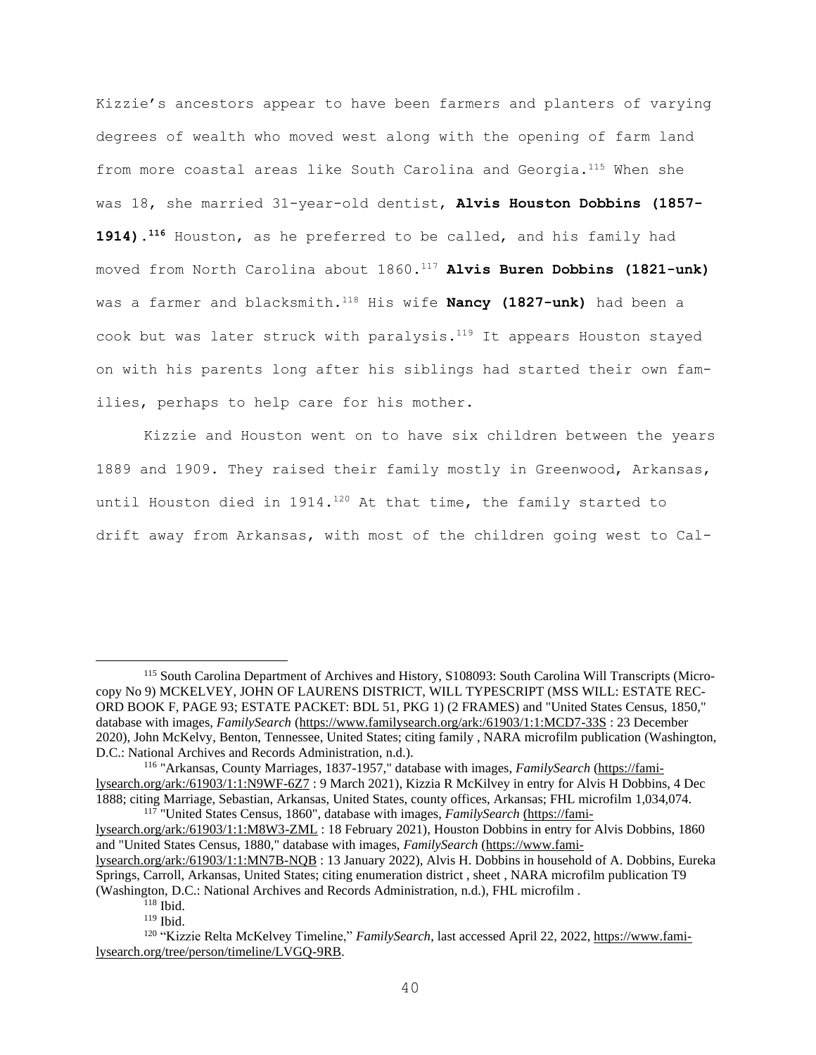Kizzie's ancestors appear to have been farmers and planters of varying degrees of wealth who moved west along with the opening of farm land from more coastal areas like South Carolina and Georgia.[115] When she was 18, she married 31-year-old dentist, **Alvis Houston Dobbins (1857-1914).[116]** Houston, as he preferred to be called, and his family had moved from North Carolina about 1860.[117] **Alvis Buren Dobbins (1821-unk)** was a farmer and blacksmith.[118] His wife **Nancy (1827-unk)** had been a cook but was later struck with paralysis.[119] It appears Houston stayed on with his parents long after his siblings had started their own families, perhaps to help care for his mother.

Kizzie and Houston went on to have six children between the years 1889 and 1909. They raised their family mostly in Greenwood, Arkansas, until Houston died in 1914.[120] At that time, the family started to drift away from Arkansas, with most of the children going west to Cal-

---

[115] South Carolina Department of Archives and History, S108093: South Carolina Will Transcripts (Microcopy No 9) MCKELVEY, JOHN OF LAURENS DISTRICT, WILL TYPESCRIPT (MSS WILL: ESTATE RECORD BOOK F, PAGE 93; ESTATE PACKET: BDL 51, PKG 1) (2 FRAMES) and "United States Census, 1850," database with images, *FamilySearch* (https://www.familysearch.org/ark:/61903/1:1:MCD7-33S : 23 December 2020), John McKelvy, Benton, Tennessee, United States; citing family , NARA microfilm publication (Washington, D.C.: National Archives and Records Administration, n.d.).

[116] "Arkansas, County Marriages, 1837-1957," database with images, *FamilySearch* (https://familysearch.org/ark:/61903/1:1:N9WF-6Z7 : 9 March 2021), Kizzia R McKilvey in entry for Alvis H Dobbins, 4 Dec 1888; citing Marriage, Sebastian, Arkansas, United States, county offices, Arkansas; FHL microfilm 1,034,074.

[117] "United States Census, 1860", database with images, *FamilySearch* (https://familysearch.org/ark:/61903/1:1:M8W3-ZML : 18 February 2021), Houston Dobbins in entry for Alvis Dobbins, 1860 and "United States Census, 1880," database with images, *FamilySearch* (https://www.familysearch.org/ark:/61903/1:1:MN7B-NQB : 13 January 2022), Alvis H. Dobbins in household of A. Dobbins, Eureka Springs, Carroll, Arkansas, United States; citing enumeration district , sheet , NARA microfilm publication T9 (Washington, D.C.: National Archives and Records Administration, n.d.), FHL microfilm .

[118] Ibid.

[119] Ibid.

[120] "Kizzie Relta McKelvey Timeline," *FamilySearch*, last accessed April 22, 2022, https://www.familysearch.org/tree/person/timeline/LVGQ-9RB.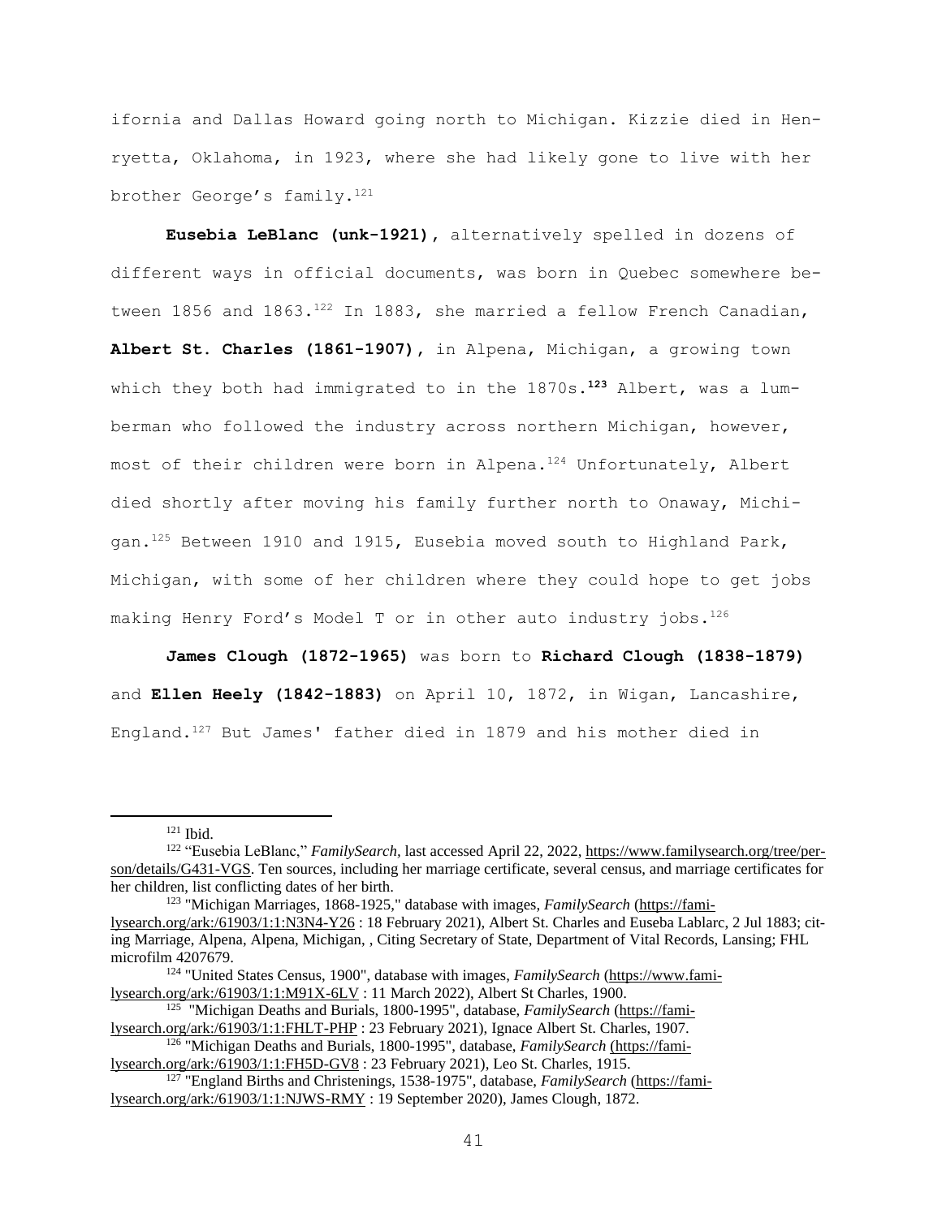ifornia and Dallas Howard going north to Michigan. Kizzie died in Henryetta, Oklahoma, in 1923, where she had likely gone to live with her brother George's family.[121]

**Eusebia LeBlanc (unk-1921)**, alternatively spelled in dozens of different ways in official documents, was born in Quebec somewhere between 1856 and 1863.[122] In 1883, she married a fellow French Canadian, **Albert St. Charles (1861-1907)**, in Alpena, Michigan, a growing town which they both had immigrated to in the 1870s.[123] Albert, was a lumberman who followed the industry across northern Michigan, however, most of their children were born in Alpena.[124] Unfortunately, Albert died shortly after moving his family further north to Onaway, Michigan.[125] Between 1910 and 1915, Eusebia moved south to Highland Park, Michigan, with some of her children where they could hope to get jobs making Henry Ford's Model T or in other auto industry jobs.[126]

**James Clough (1872-1965)** was born to **Richard Clough (1838-1879)** and **Ellen Heely (1842-1883)** on April 10, 1872, in Wigan, Lancashire, England.[127] But James' father died in 1879 and his mother died in

---

[121] Ibid.

[122] "Eusebia LeBlanc," *FamilySearch*, last accessed April 22, 2022, https://www.familysearch.org/tree/person/details/G431-VGS. Ten sources, including her marriage certificate, several census, and marriage certificates for her children, list conflicting dates of her birth.

[123] "Michigan Marriages, 1868-1925," database with images, *FamilySearch* (https://familysearch.org/ark:/61903/1:1:N3N4-Y26 : 18 February 2021), Albert St. Charles and Euseba Lablarc, 2 Jul 1883; citing Marriage, Alpena, Alpena, Michigan, , Citing Secretary of State, Department of Vital Records, Lansing; FHL microfilm 4207679.

[124] "United States Census, 1900", database with images, *FamilySearch* (https://www.familysearch.org/ark:/61903/1:1:M91X-6LV : 11 March 2022), Albert St Charles, 1900.

[125] "Michigan Deaths and Burials, 1800-1995", database, *FamilySearch* (https://familysearch.org/ark:/61903/1:1:FHLT-PHP : 23 February 2021), Ignace Albert St. Charles, 1907.

[126] "Michigan Deaths and Burials, 1800-1995", database, *FamilySearch* (https://familysearch.org/ark:/61903/1:1:FH5D-GV8 : 23 February 2021), Leo St. Charles, 1915.

[127] "England Births and Christenings, 1538-1975", database, *FamilySearch* (https://familysearch.org/ark:/61903/1:1:NJWS-RMY : 19 September 2020), James Clough, 1872.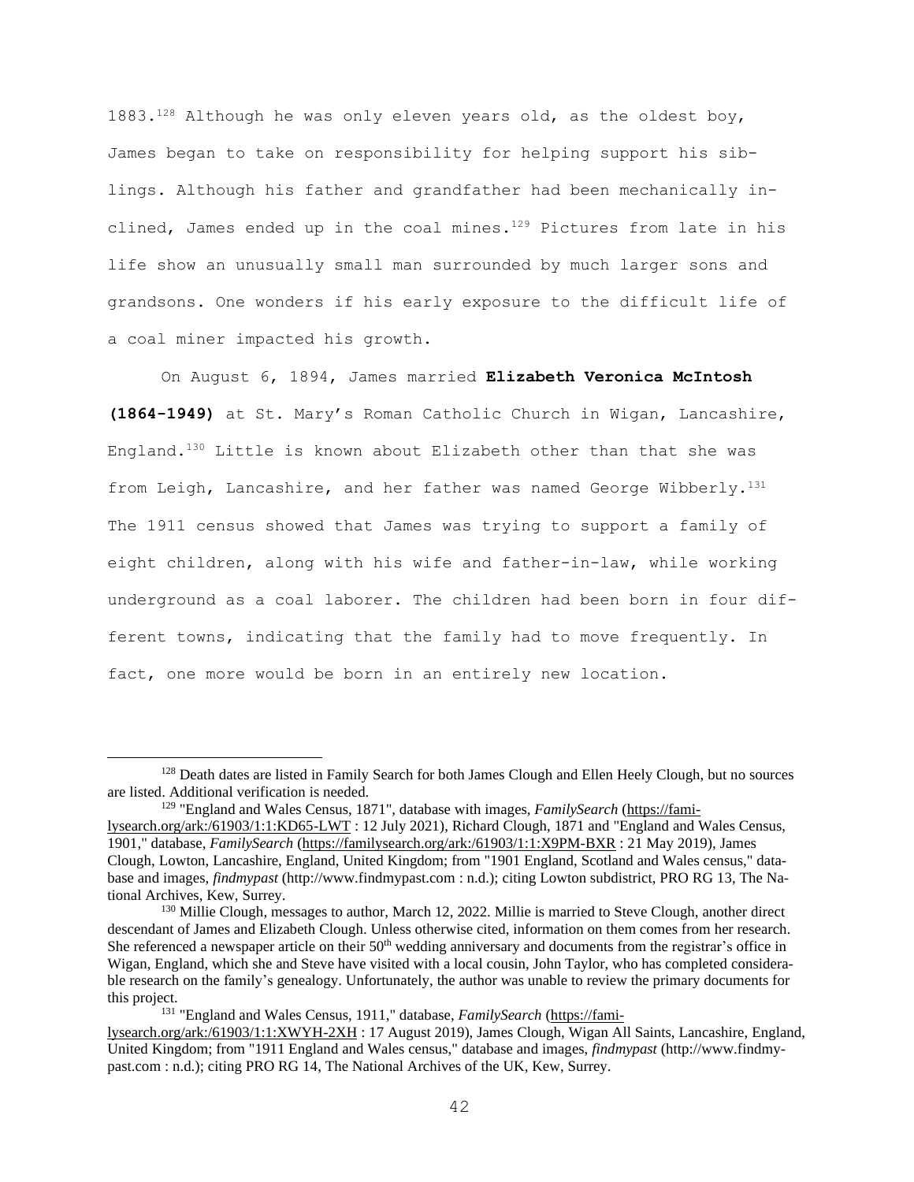1883.[128] Although he was only eleven years old, as the oldest boy, James began to take on responsibility for helping support his siblings. Although his father and grandfather had been mechanically inclined, James ended up in the coal mines.[129] Pictures from late in his life show an unusually small man surrounded by much larger sons and grandsons. One wonders if his early exposure to the difficult life of a coal miner impacted his growth.

On August 6, 1894, James married **Elizabeth Veronica McIntosh (1864-1949)** at St. Mary's Roman Catholic Church in Wigan, Lancashire, England.[130] Little is known about Elizabeth other than that she was from Leigh, Lancashire, and her father was named George Wibberly.[131] The 1911 census showed that James was trying to support a family of eight children, along with his wife and father-in-law, while working underground as a coal laborer. The children had been born in four different towns, indicating that the family had to move frequently. In fact, one more would be born in an entirely new location.

---

[128] Death dates are listed in Family Search for both James Clough and Ellen Heely Clough, but no sources are listed. Additional verification is needed.

[129] "England and Wales Census, 1871", database with images, *FamilySearch* (https://familysearch.org/ark:/61903/1:1:KD65-LWT : 12 July 2021), Richard Clough, 1871 and "England and Wales Census, 1901," database, *FamilySearch* (https://familysearch.org/ark:/61903/1:1:X9PM-BXR : 21 May 2019), James Clough, Lowton, Lancashire, England, United Kingdom; from "1901 England, Scotland and Wales census," database and images, *findmypast* (http://www.findmypast.com : n.d.); citing Lowton subdistrict, PRO RG 13, The National Archives, Kew, Surrey.

[130] Millie Clough, messages to author, March 12, 2022. Millie is married to Steve Clough, another direct descendant of James and Elizabeth Clough. Unless otherwise cited, information on them comes from her research. She referenced a newspaper article on their 50th wedding anniversary and documents from the registrar's office in Wigan, England, which she and Steve have visited with a local cousin, John Taylor, who has completed considerable research on the family's genealogy. Unfortunately, the author was unable to review the primary documents for this project.

[131] "England and Wales Census, 1911," database, *FamilySearch* (https://familysearch.org/ark:/61903/1:1:XWYH-2XH : 17 August 2019), James Clough, Wigan All Saints, Lancashire, England, United Kingdom; from "1911 England and Wales census," database and images, *findmypast* (http://www.findmypast.com : n.d.); citing PRO RG 14, The National Archives of the UK, Kew, Surrey.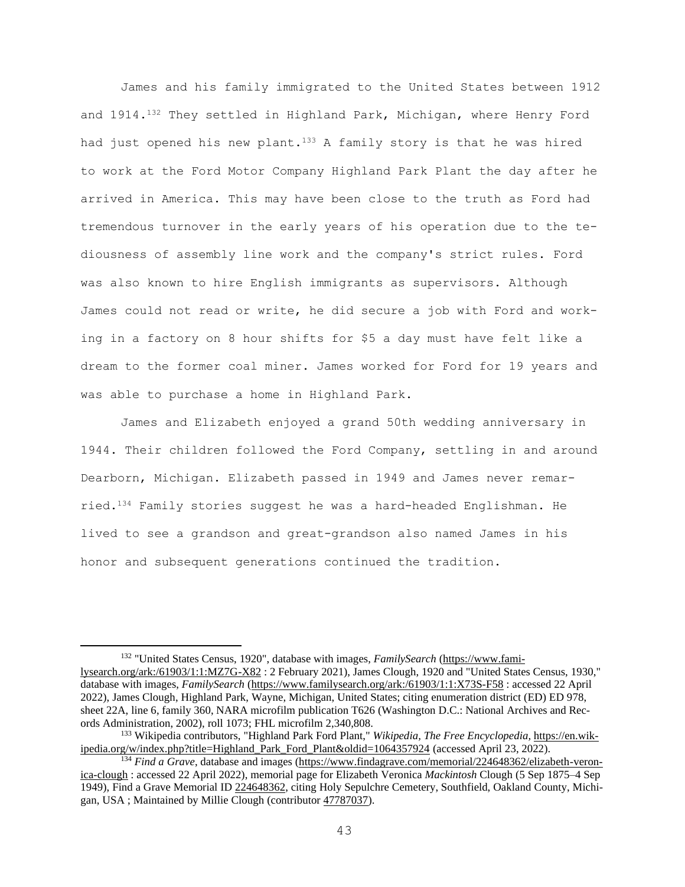James and his family immigrated to the United States between 1912 and 1914.[132] They settled in Highland Park, Michigan, where Henry Ford had just opened his new plant.[133] A family story is that he was hired to work at the Ford Motor Company Highland Park Plant the day after he arrived in America. This may have been close to the truth as Ford had tremendous turnover in the early years of his operation due to the tediousness of assembly line work and the company's strict rules. Ford was also known to hire English immigrants as supervisors. Although James could not read or write, he did secure a job with Ford and working in a factory on 8 hour shifts for $5 a day must have felt like a dream to the former coal miner. James worked for Ford for 19 years and was able to purchase a home in Highland Park.

James and Elizabeth enjoyed a grand 50th wedding anniversary in 1944. Their children followed the Ford Company, settling in and around Dearborn, Michigan. Elizabeth passed in 1949 and James never remarried.[134] Family stories suggest he was a hard-headed Englishman. He lived to see a grandson and great-grandson also named James in his honor and subsequent generations continued the tradition.

---

[132] "United States Census, 1920", database with images, *FamilySearch* (https://www.familysearch.org/ark:/61903/1:1:MZ7G-X82 : 2 February 2021), James Clough, 1920 and "United States Census, 1930," database with images, *FamilySearch* (https://www.familysearch.org/ark:/61903/1:1:X73S-F58 : accessed 22 April 2022), James Clough, Highland Park, Wayne, Michigan, United States; citing enumeration district (ED) ED 978, sheet 22A, line 6, family 360, NARA microfilm publication T626 (Washington D.C.: National Archives and Records Administration, 2002), roll 1073; FHL microfilm 2,340,808.

[133] Wikipedia contributors, "Highland Park Ford Plant," *Wikipedia, The Free Encyclopedia,* https://en.wikipedia.org/w/index.php?title=Highland_Park_Ford_Plant&oldid=1064357924 (accessed April 23, 2022).

[134] *Find a Grave*, database and images (https://www.findagrave.com/memorial/224648362/elizabeth-veronica-clough : accessed 22 April 2022), memorial page for Elizabeth Veronica *Mackintosh* Clough (5 Sep 1875–4 Sep 1949), Find a Grave Memorial ID 224648362, citing Holy Sepulchre Cemetery, Southfield, Oakland County, Michigan, USA ; Maintained by Millie Clough (contributor 47787037).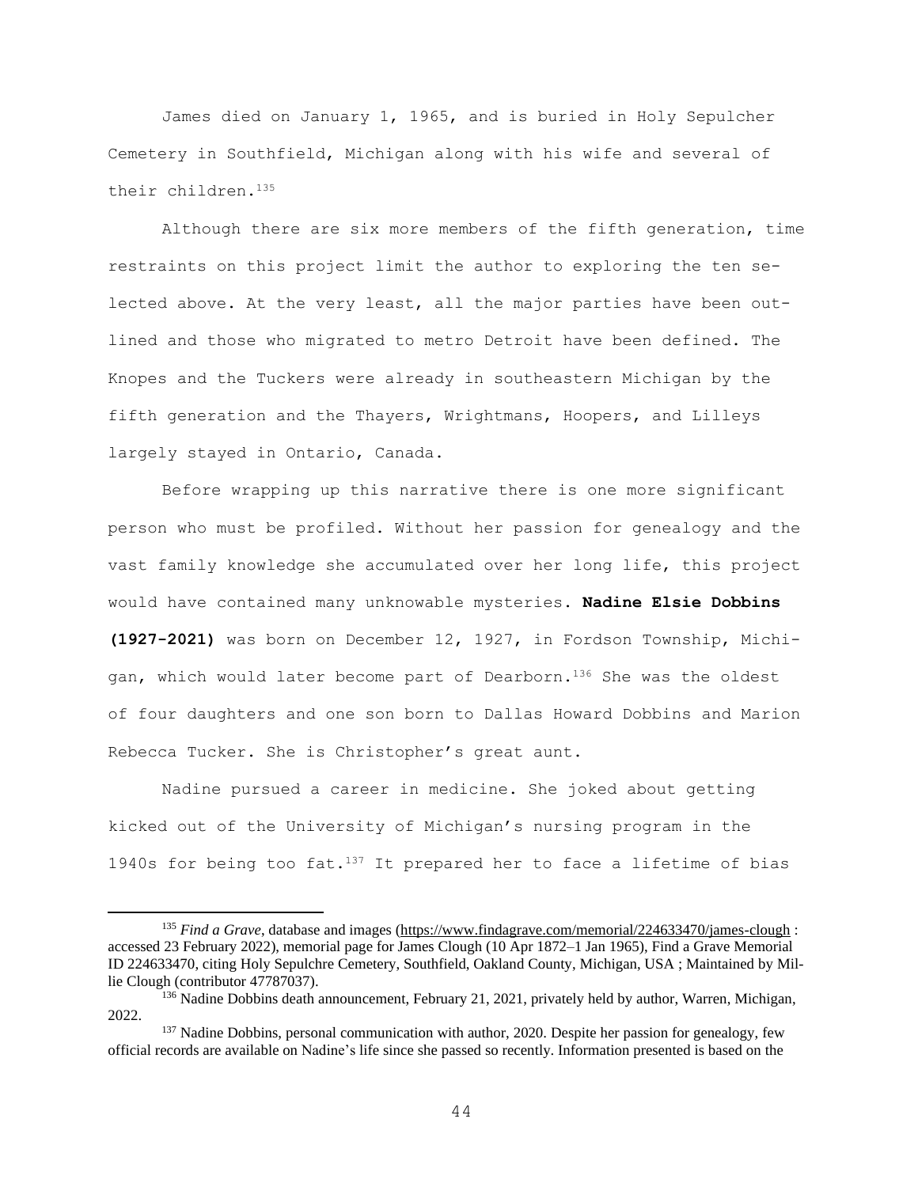James died on January 1, 1965, and is buried in Holy Sepulcher Cemetery in Southfield, Michigan along with his wife and several of their children.[135]

Although there are six more members of the fifth generation, time restraints on this project limit the author to exploring the ten selected above. At the very least, all the major parties have been outlined and those who migrated to metro Detroit have been defined. The Knopes and the Tuckers were already in southeastern Michigan by the fifth generation and the Thayers, Wrightmans, Hoopers, and Lilleys largely stayed in Ontario, Canada.

Before wrapping up this narrative there is one more significant person who must be profiled. Without her passion for genealogy and the vast family knowledge she accumulated over her long life, this project would have contained many unknowable mysteries. **Nadine Elsie Dobbins (1927-2021)** was born on December 12, 1927, in Fordson Township, Michigan, which would later become part of Dearborn.[136] She was the oldest of four daughters and one son born to Dallas Howard Dobbins and Marion Rebecca Tucker. She is Christopher's great aunt.

Nadine pursued a career in medicine. She joked about getting kicked out of the University of Michigan's nursing program in the 1940s for being too fat.[137] It prepared her to face a lifetime of bias

---

[135] *Find a Grave*, database and images (https://www.findagrave.com/memorial/224633470/james-clough : accessed 23 February 2022), memorial page for James Clough (10 Apr 1872–1 Jan 1965), Find a Grave Memorial ID 224633470, citing Holy Sepulchre Cemetery, Southfield, Oakland County, Michigan, USA ; Maintained by Millie Clough (contributor 47787037).

[136] Nadine Dobbins death announcement, February 21, 2021, privately held by author, Warren, Michigan, 2022.

[137] Nadine Dobbins, personal communication with author, 2020. Despite her passion for genealogy, few official records are available on Nadine's life since she passed so recently. Information presented is based on the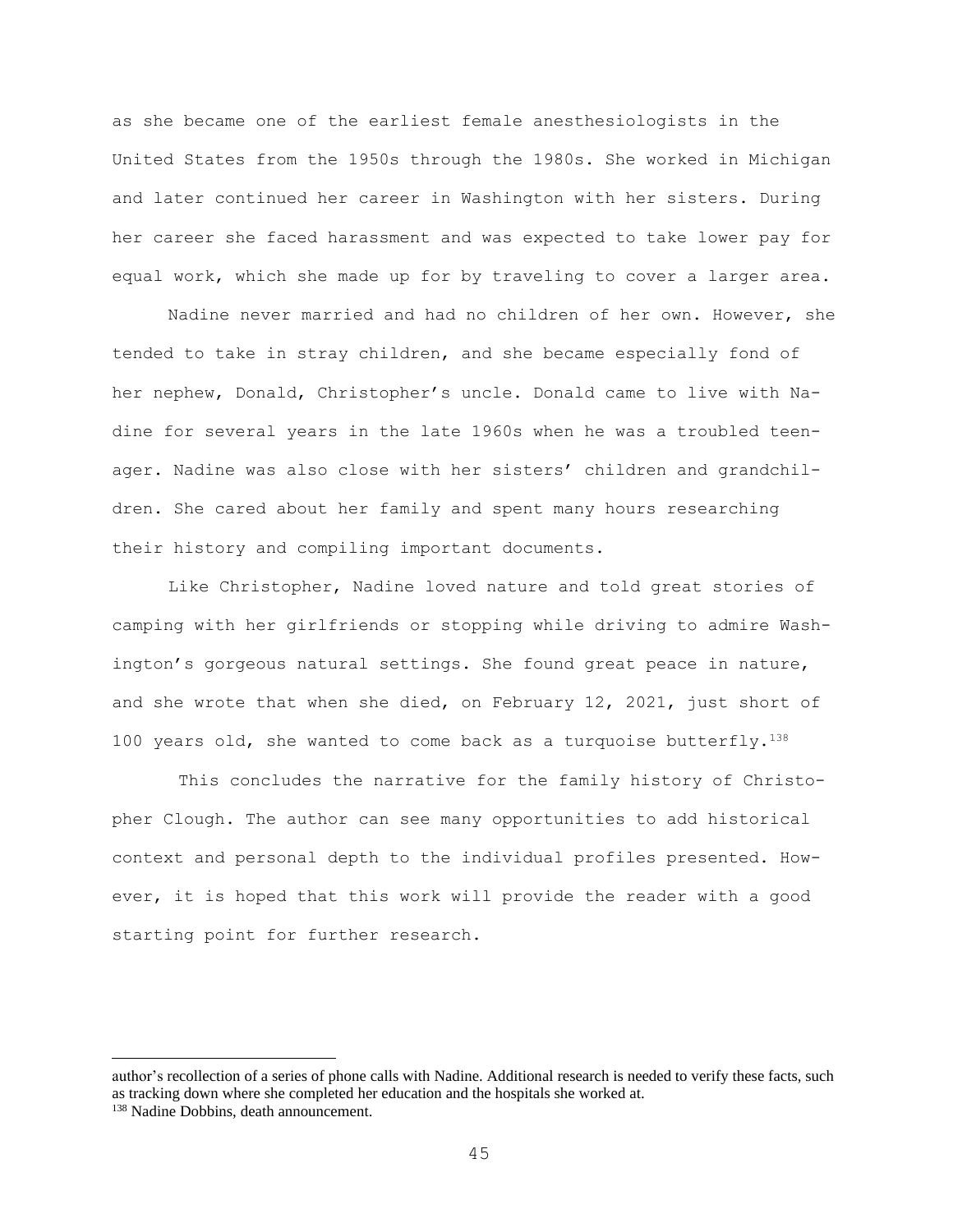as she became one of the earliest female anesthesiologists in the United States from the 1950s through the 1980s. She worked in Michigan and later continued her career in Washington with her sisters. During her career she faced harassment and was expected to take lower pay for equal work, which she made up for by traveling to cover a larger area.

Nadine never married and had no children of her own. However, she tended to take in stray children, and she became especially fond of her nephew, Donald, Christopher's uncle. Donald came to live with Nadine for several years in the late 1960s when he was a troubled teenager. Nadine was also close with her sisters' children and grandchildren. She cared about her family and spent many hours researching their history and compiling important documents.

Like Christopher, Nadine loved nature and told great stories of camping with her girlfriends or stopping while driving to admire Washington's gorgeous natural settings. She found great peace in nature, and she wrote that when she died, on February 12, 2021, just short of 100 years old, she wanted to come back as a turquoise butterfly.[138]

This concludes the narrative for the family history of Christopher Clough. The author can see many opportunities to add historical context and personal depth to the individual profiles presented. However, it is hoped that this work will provide the reader with a good starting point for further research.

---

author's recollection of a series of phone calls with Nadine. Additional research is needed to verify these facts, such as tracking down where she completed her education and the hospitals she worked at.

[138] Nadine Dobbins, death announcement.